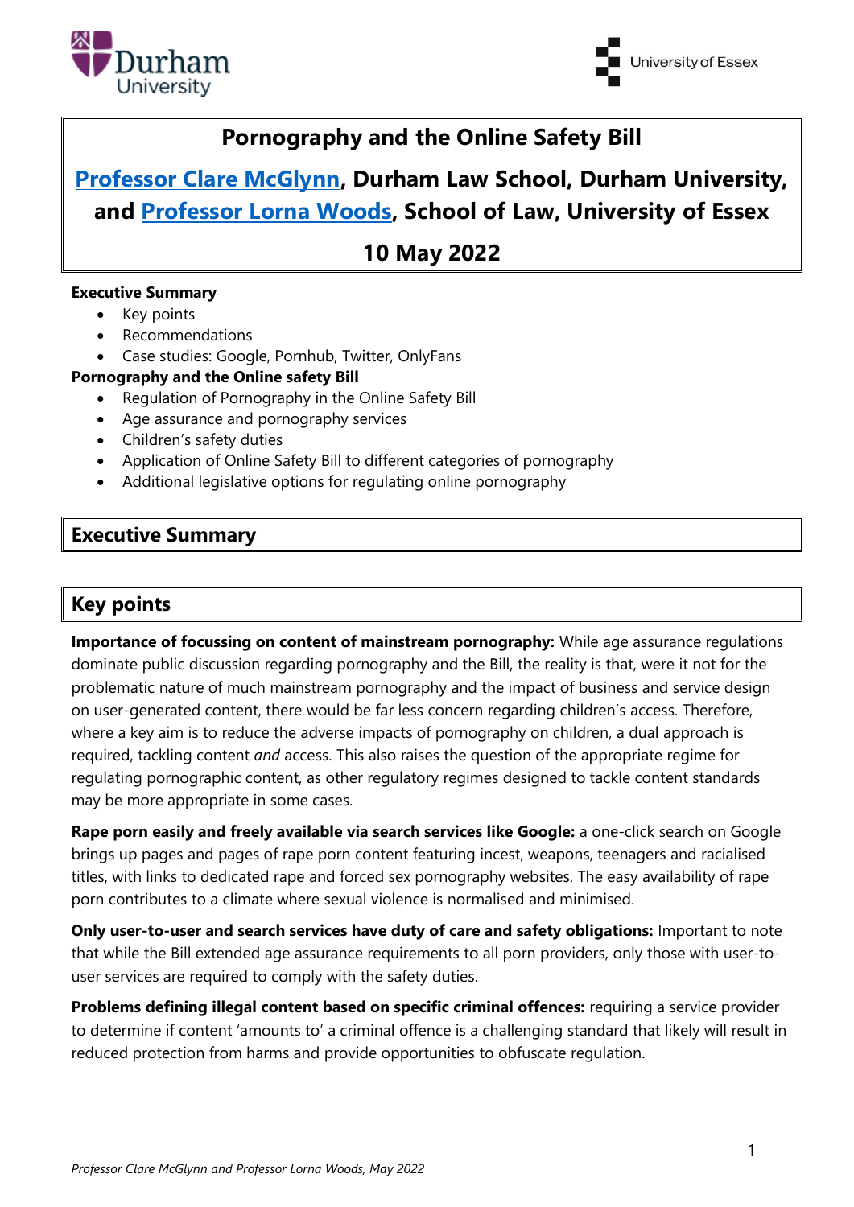# Pornography and the Online Safety Bill

## [Professor Clare McGlynn](), Durham Law School, Durham University, and [Professor Lorna Woods](), School of Law, University of Essex

## 10 May 2022

**Executive Summary**

- Key points
- Recommendations
- Case studies: Google, Pornhub, Twitter, OnlyFans

**Pornography and the Online safety Bill**

- Regulation of Pornography in the Online Safety Bill
- Age assurance and pornography services
- Children's safety duties
- Application of Online Safety Bill to different categories of pornography
- Additional legislative options for regulating online pornography

## Executive Summary

## Key points

**Importance of focussing on content of mainstream pornography:** While age assurance regulations dominate public discussion regarding pornography and the Bill, the reality is that, were it not for the problematic nature of much mainstream pornography and the impact of business and service design on user-generated content, there would be far less concern regarding children's access. Therefore, where a key aim is to reduce the adverse impacts of pornography on children, a dual approach is required, tackling content *and* access. This also raises the question of the appropriate regime for regulating pornographic content, as other regulatory regimes designed to tackle content standards may be more appropriate in some cases.

**Rape porn easily and freely available via search services like Google:** a one-click search on Google brings up pages and pages of rape porn content featuring incest, weapons, teenagers and racialised titles, with links to dedicated rape and forced sex pornography websites. The easy availability of rape porn contributes to a climate where sexual violence is normalised and minimised.

**Only user-to-user and search services have duty of care and safety obligations:** Important to note that while the Bill extended age assurance requirements to all porn providers, only those with user-to-user services are required to comply with the safety duties.

**Problems defining illegal content based on specific criminal offences:** requiring a service provider to determine if content 'amounts to' a criminal offence is a challenging standard that likely will result in reduced protection from harms and provide opportunities to obfuscate regulation.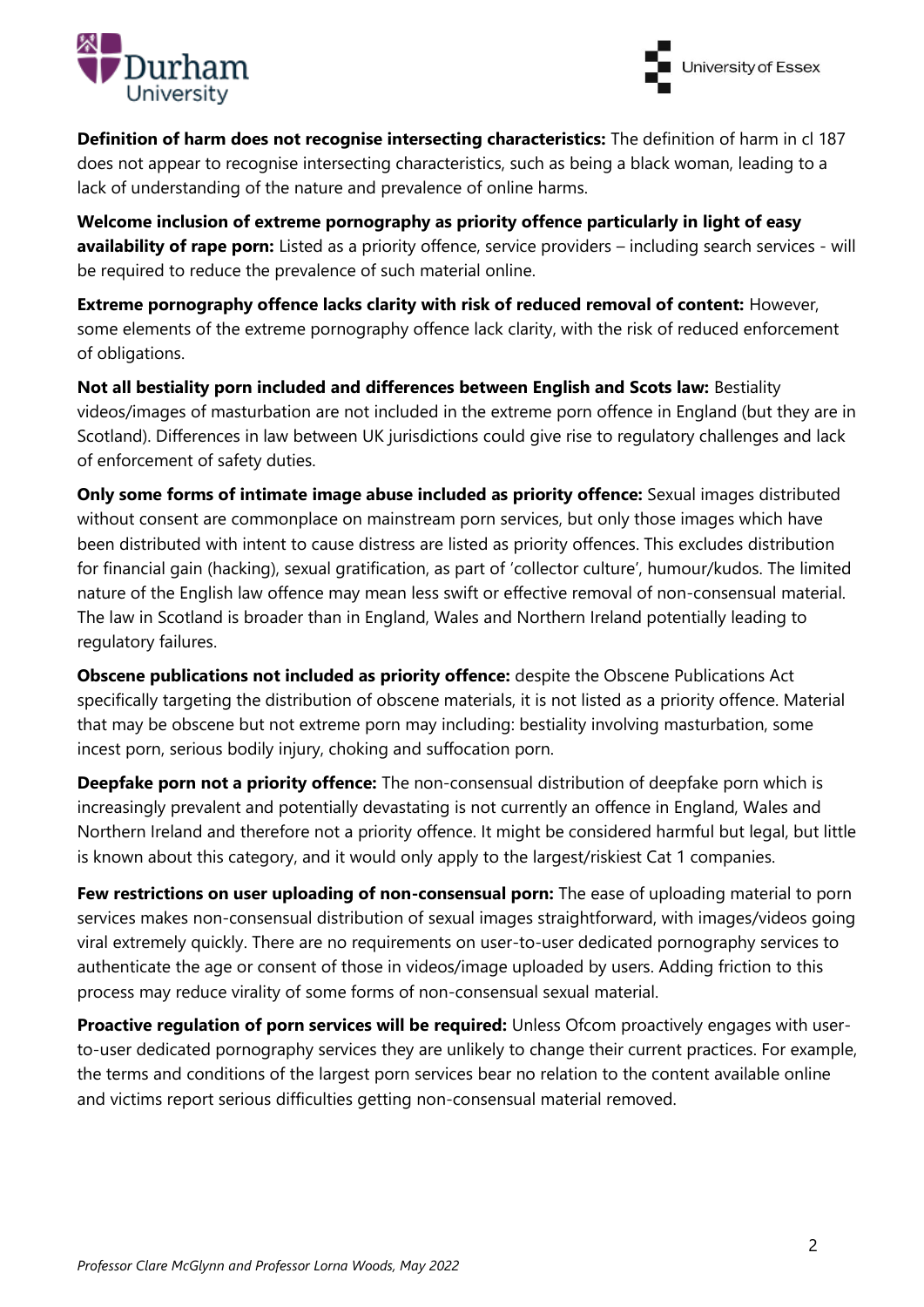**Definition of harm does not recognise intersecting characteristics:** The definition of harm in cl 187 does not appear to recognise intersecting characteristics, such as being a black woman, leading to a lack of understanding of the nature and prevalence of online harms.

**Welcome inclusion of extreme pornography as priority offence particularly in light of easy availability of rape porn:** Listed as a priority offence, service providers – including search services - will be required to reduce the prevalence of such material online.

**Extreme pornography offence lacks clarity with risk of reduced removal of content:** However, some elements of the extreme pornography offence lack clarity, with the risk of reduced enforcement of obligations.

**Not all bestiality porn included and differences between English and Scots law:** Bestiality videos/images of masturbation are not included in the extreme porn offence in England (but they are in Scotland). Differences in law between UK jurisdictions could give rise to regulatory challenges and lack of enforcement of safety duties.

**Only some forms of intimate image abuse included as priority offence:** Sexual images distributed without consent are commonplace on mainstream porn services, but only those images which have been distributed with intent to cause distress are listed as priority offences. This excludes distribution for financial gain (hacking), sexual gratification, as part of 'collector culture', humour/kudos. The limited nature of the English law offence may mean less swift or effective removal of non-consensual material. The law in Scotland is broader than in England, Wales and Northern Ireland potentially leading to regulatory failures.

**Obscene publications not included as priority offence:** despite the Obscene Publications Act specifically targeting the distribution of obscene materials, it is not listed as a priority offence. Material that may be obscene but not extreme porn may including: bestiality involving masturbation, some incest porn, serious bodily injury, choking and suffocation porn.

**Deepfake porn not a priority offence:** The non-consensual distribution of deepfake porn which is increasingly prevalent and potentially devastating is not currently an offence in England, Wales and Northern Ireland and therefore not a priority offence. It might be considered harmful but legal, but little is known about this category, and it would only apply to the largest/riskiest Cat 1 companies.

**Few restrictions on user uploading of non-consensual porn:** The ease of uploading material to porn services makes non-consensual distribution of sexual images straightforward, with images/videos going viral extremely quickly. There are no requirements on user-to-user dedicated pornography services to authenticate the age or consent of those in videos/image uploaded by users. Adding friction to this process may reduce virality of some forms of non-consensual sexual material.

**Proactive regulation of porn services will be required:** Unless Ofcom proactively engages with user-to-user dedicated pornography services they are unlikely to change their current practices. For example, the terms and conditions of the largest porn services bear no relation to the content available online and victims report serious difficulties getting non-consensual material removed.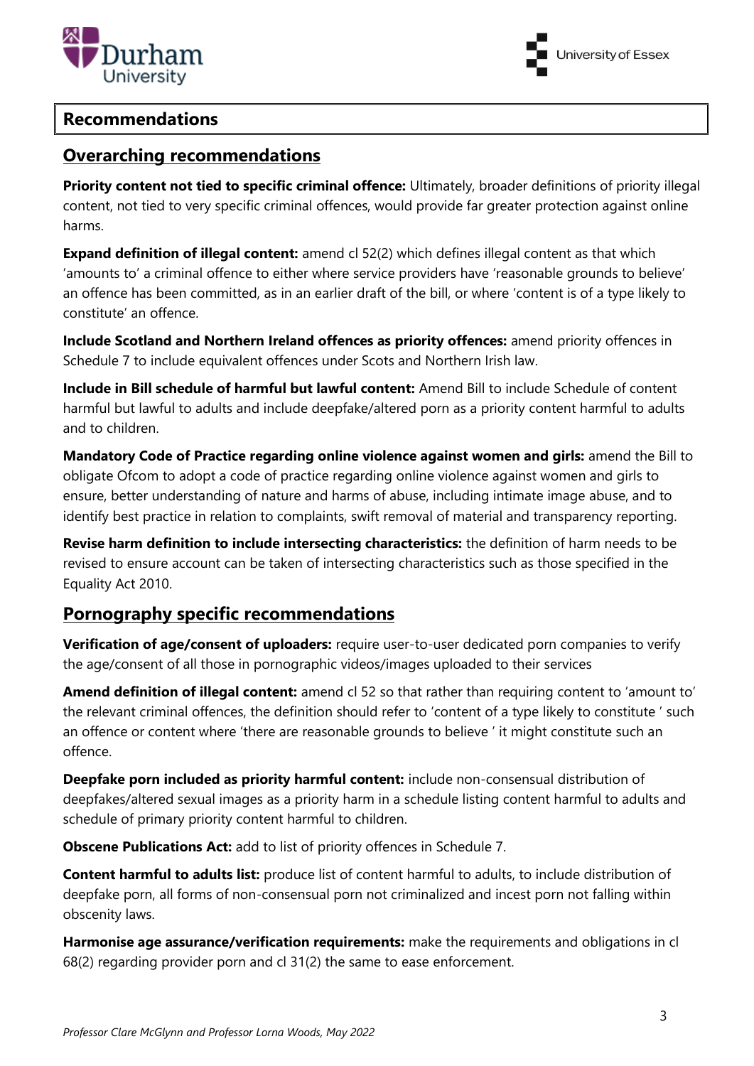## Recommendations

### Overarching recommendations

**Priority content not tied to specific criminal offence:** Ultimately, broader definitions of priority illegal content, not tied to very specific criminal offences, would provide far greater protection against online harms.

**Expand definition of illegal content:** amend cl 52(2) which defines illegal content as that which 'amounts to' a criminal offence to either where service providers have 'reasonable grounds to believe' an offence has been committed, as in an earlier draft of the bill, or where 'content is of a type likely to constitute' an offence.

**Include Scotland and Northern Ireland offences as priority offences:** amend priority offences in Schedule 7 to include equivalent offences under Scots and Northern Irish law.

**Include in Bill schedule of harmful but lawful content:** Amend Bill to include Schedule of content harmful but lawful to adults and include deepfake/altered porn as a priority content harmful to adults and to children.

**Mandatory Code of Practice regarding online violence against women and girls:** amend the Bill to obligate Ofcom to adopt a code of practice regarding online violence against women and girls to ensure, better understanding of nature and harms of abuse, including intimate image abuse, and to identify best practice in relation to complaints, swift removal of material and transparency reporting.

**Revise harm definition to include intersecting characteristics:** the definition of harm needs to be revised to ensure account can be taken of intersecting characteristics such as those specified in the Equality Act 2010.

### Pornography specific recommendations

**Verification of age/consent of uploaders:** require user-to-user dedicated porn companies to verify the age/consent of all those in pornographic videos/images uploaded to their services

**Amend definition of illegal content:** amend cl 52 so that rather than requiring content to 'amount to' the relevant criminal offences, the definition should refer to 'content of a type likely to constitute ' such an offence or content where 'there are reasonable grounds to believe ' it might constitute such an offence.

**Deepfake porn included as priority harmful content:** include non-consensual distribution of deepfakes/altered sexual images as a priority harm in a schedule listing content harmful to adults and schedule of primary priority content harmful to children.

**Obscene Publications Act:** add to list of priority offences in Schedule 7.

**Content harmful to adults list:** produce list of content harmful to adults, to include distribution of deepfake porn, all forms of non-consensual porn not criminalized and incest porn not falling within obscenity laws.

**Harmonise age assurance/verification requirements:** make the requirements and obligations in cl 68(2) regarding provider porn and cl 31(2) the same to ease enforcement.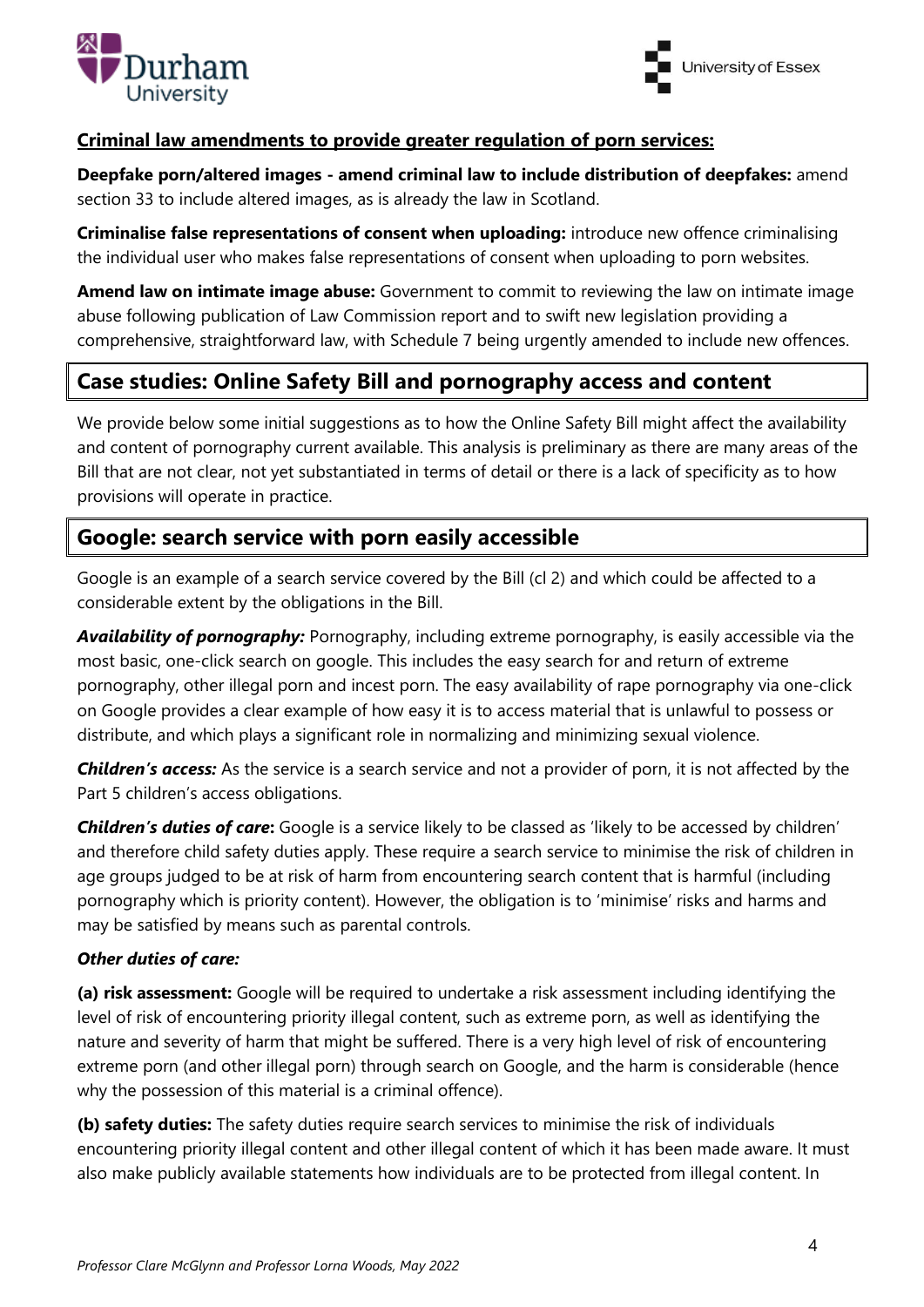**Criminal law amendments to provide greater regulation of porn services:**

**Deepfake porn/altered images - amend criminal law to include distribution of deepfakes:** amend section 33 to include altered images, as is already the law in Scotland.

**Criminalise false representations of consent when uploading:** introduce new offence criminalising the individual user who makes false representations of consent when uploading to porn websites.

**Amend law on intimate image abuse:** Government to commit to reviewing the law on intimate image abuse following publication of Law Commission report and to swift new legislation providing a comprehensive, straightforward law, with Schedule 7 being urgently amended to include new offences.

## Case studies: Online Safety Bill and pornography access and content

We provide below some initial suggestions as to how the Online Safety Bill might affect the availability and content of pornography current available. This analysis is preliminary as there are many areas of the Bill that are not clear, not yet substantiated in terms of detail or there is a lack of specificity as to how provisions will operate in practice.

## Google: search service with porn easily accessible

Google is an example of a search service covered by the Bill (cl 2) and which could be affected to a considerable extent by the obligations in the Bill.

***Availability of pornography:*** Pornography, including extreme pornography, is easily accessible via the most basic, one-click search on google. This includes the easy search for and return of extreme pornography, other illegal porn and incest porn. The easy availability of rape pornography via one-click on Google provides a clear example of how easy it is to access material that is unlawful to possess or distribute, and which plays a significant role in normalizing and minimizing sexual violence.

***Children's access:*** As the service is a search service and not a provider of porn, it is not affected by the Part 5 children's access obligations.

***Children's duties of care*:** Google is a service likely to be classed as 'likely to be accessed by children' and therefore child safety duties apply. These require a search service to minimise the risk of children in age groups judged to be at risk of harm from encountering search content that is harmful (including pornography which is priority content). However, the obligation is to 'minimise' risks and harms and may be satisfied by means such as parental controls.

***Other duties of care:***

**(a) risk assessment:** Google will be required to undertake a risk assessment including identifying the level of risk of encountering priority illegal content, such as extreme porn, as well as identifying the nature and severity of harm that might be suffered. There is a very high level of risk of encountering extreme porn (and other illegal porn) through search on Google, and the harm is considerable (hence why the possession of this material is a criminal offence).

**(b) safety duties:** The safety duties require search services to minimise the risk of individuals encountering priority illegal content and other illegal content of which it has been made aware. It must also make publicly available statements how individuals are to be protected from illegal content. In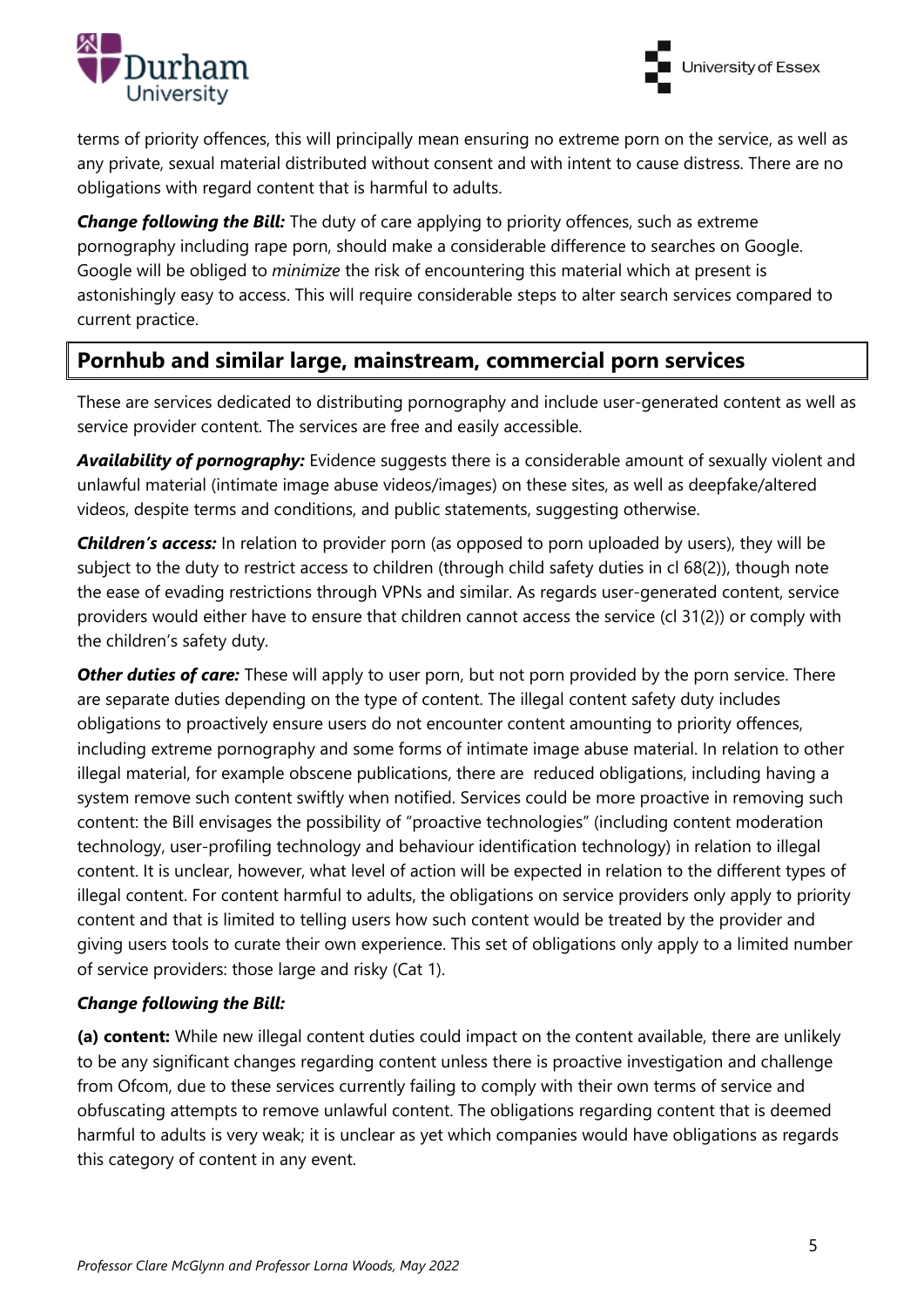terms of priority offences, this will principally mean ensuring no extreme porn on the service, as well as any private, sexual material distributed without consent and with intent to cause distress. There are no obligations with regard content that is harmful to adults.

***Change following the Bill:*** The duty of care applying to priority offences, such as extreme pornography including rape porn, should make a considerable difference to searches on Google. Google will be obliged to *minimize* the risk of encountering this material which at present is astonishingly easy to access. This will require considerable steps to alter search services compared to current practice.

## Pornhub and similar large, mainstream, commercial porn services

These are services dedicated to distributing pornography and include user-generated content as well as service provider content. The services are free and easily accessible.

***Availability of pornography:*** Evidence suggests there is a considerable amount of sexually violent and unlawful material (intimate image abuse videos/images) on these sites, as well as deepfake/altered videos, despite terms and conditions, and public statements, suggesting otherwise.

***Children's access:*** In relation to provider porn (as opposed to porn uploaded by users), they will be subject to the duty to restrict access to children (through child safety duties in cl 68(2)), though note the ease of evading restrictions through VPNs and similar. As regards user-generated content, service providers would either have to ensure that children cannot access the service (cl 31(2)) or comply with the children's safety duty.

***Other duties of care:*** These will apply to user porn, but not porn provided by the porn service. There are separate duties depending on the type of content. The illegal content safety duty includes obligations to proactively ensure users do not encounter content amounting to priority offences, including extreme pornography and some forms of intimate image abuse material. In relation to other illegal material, for example obscene publications, there are reduced obligations, including having a system remove such content swiftly when notified. Services could be more proactive in removing such content: the Bill envisages the possibility of "proactive technologies" (including content moderation technology, user-profiling technology and behaviour identification technology) in relation to illegal content. It is unclear, however, what level of action will be expected in relation to the different types of illegal content. For content harmful to adults, the obligations on service providers only apply to priority content and that is limited to telling users how such content would be treated by the provider and giving users tools to curate their own experience. This set of obligations only apply to a limited number of service providers: those large and risky (Cat 1).

***Change following the Bill:***

**(a) content:** While new illegal content duties could impact on the content available, there are unlikely to be any significant changes regarding content unless there is proactive investigation and challenge from Ofcom, due to these services currently failing to comply with their own terms of service and obfuscating attempts to remove unlawful content. The obligations regarding content that is deemed harmful to adults is very weak; it is unclear as yet which companies would have obligations as regards this category of content in any event.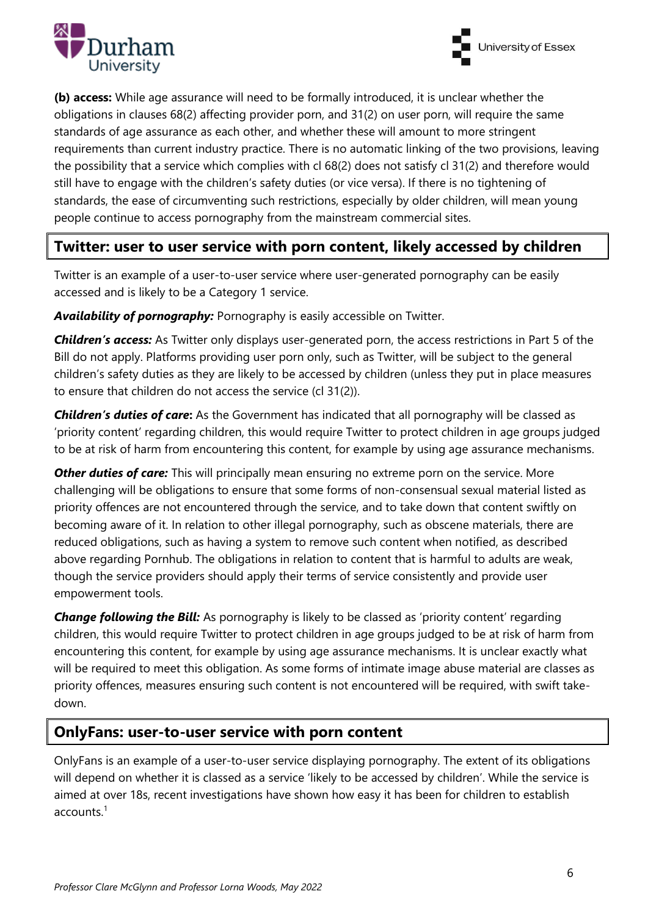**(b) access:** While age assurance will need to be formally introduced, it is unclear whether the obligations in clauses 68(2) affecting provider porn, and 31(2) on user porn, will require the same standards of age assurance as each other, and whether these will amount to more stringent requirements than current industry practice. There is no automatic linking of the two provisions, leaving the possibility that a service which complies with cl 68(2) does not satisfy cl 31(2) and therefore would still have to engage with the children's safety duties (or vice versa). If there is no tightening of standards, the ease of circumventing such restrictions, especially by older children, will mean young people continue to access pornography from the mainstream commercial sites.

## Twitter: user to user service with porn content, likely accessed by children

Twitter is an example of a user-to-user service where user-generated pornography can be easily accessed and is likely to be a Category 1 service.

***Availability of pornography:*** Pornography is easily accessible on Twitter.

***Children's access:*** As Twitter only displays user-generated porn, the access restrictions in Part 5 of the Bill do not apply. Platforms providing user porn only, such as Twitter, will be subject to the general children's safety duties as they are likely to be accessed by children (unless they put in place measures to ensure that children do not access the service (cl 31(2)).

***Children's duties of care*:** As the Government has indicated that all pornography will be classed as 'priority content' regarding children, this would require Twitter to protect children in age groups judged to be at risk of harm from encountering this content, for example by using age assurance mechanisms.

***Other duties of care:*** This will principally mean ensuring no extreme porn on the service. More challenging will be obligations to ensure that some forms of non-consensual sexual material listed as priority offences are not encountered through the service, and to take down that content swiftly on becoming aware of it. In relation to other illegal pornography, such as obscene materials, there are reduced obligations, such as having a system to remove such content when notified, as described above regarding Pornhub. The obligations in relation to content that is harmful to adults are weak, though the service providers should apply their terms of service consistently and provide user empowerment tools.

***Change following the Bill:*** As pornography is likely to be classed as 'priority content' regarding children, this would require Twitter to protect children in age groups judged to be at risk of harm from encountering this content, for example by using age assurance mechanisms. It is unclear exactly what will be required to meet this obligation. As some forms of intimate image abuse material are classes as priority offences, measures ensuring such content is not encountered will be required, with swift take-down.

## OnlyFans: user-to-user service with porn content

OnlyFans is an example of a user-to-user service displaying pornography. The extent of its obligations will depend on whether it is classed as a service 'likely to be accessed by children'. While the service is aimed at over 18s, recent investigations have shown how easy it has been for children to establish accounts.[1]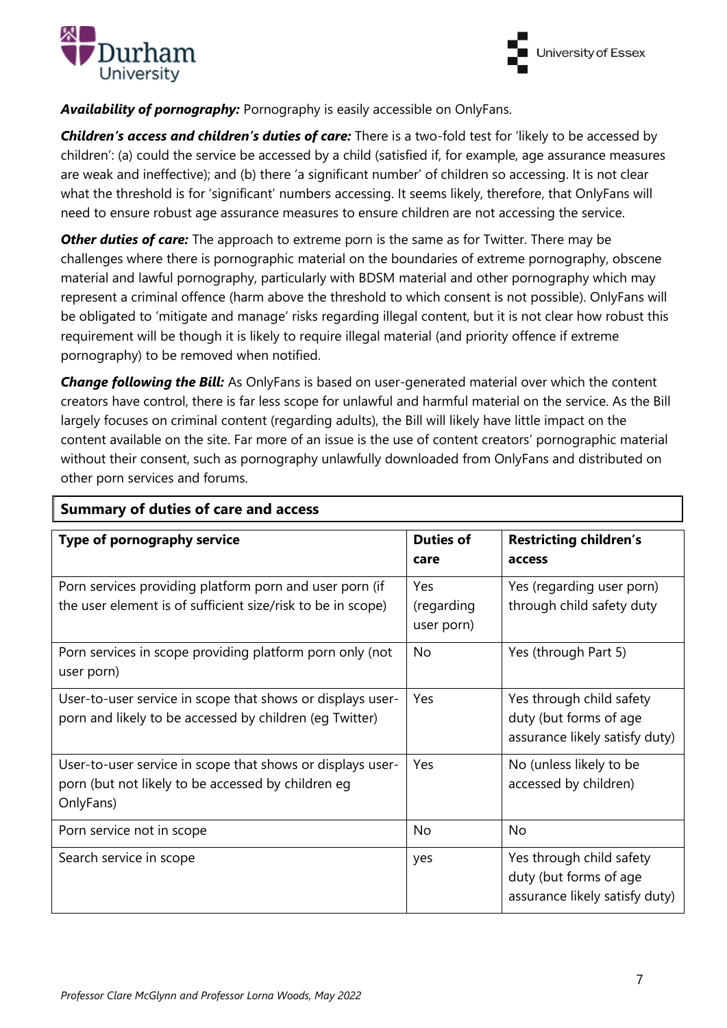***Availability of pornography:*** Pornography is easily accessible on OnlyFans.

***Children's access and children's duties of care:*** There is a two-fold test for 'likely to be accessed by children': (a) could the service be accessed by a child (satisfied if, for example, age assurance measures are weak and ineffective); and (b) there 'a significant number' of children so accessing. It is not clear what the threshold is for 'significant' numbers accessing. It seems likely, therefore, that OnlyFans will need to ensure robust age assurance measures to ensure children are not accessing the service.

***Other duties of care:*** The approach to extreme porn is the same as for Twitter. There may be challenges where there is pornographic material on the boundaries of extreme pornography, obscene material and lawful pornography, particularly with BDSM material and other pornography which may represent a criminal offence (harm above the threshold to which consent is not possible). OnlyFans will be obligated to 'mitigate and manage' risks regarding illegal content, but it is not clear how robust this requirement will be though it is likely to require illegal material (and priority offence if extreme pornography) to be removed when notified.

***Change following the Bill:*** As OnlyFans is based on user-generated material over which the content creators have control, there is far less scope for unlawful and harmful material on the service. As the Bill largely focuses on criminal content (regarding adults), the Bill will likely have little impact on the content available on the site. Far more of an issue is the use of content creators' pornographic material without their consent, such as pornography unlawfully downloaded from OnlyFans and distributed on other porn services and forums.

**Summary of duties of care and access**

| Type of pornography service | Duties of care | Restricting children's access |
|---|---|---|
| Porn services providing platform porn and user porn (if the user element is of sufficient size/risk to be in scope) | Yes (regarding user porn) | Yes (regarding user porn) through child safety duty |
| Porn services in scope providing platform porn only (not user porn) | No | Yes (through Part 5) |
| User-to-user service in scope that shows or displays user-porn and likely to be accessed by children (eg Twitter) | Yes | Yes through child safety duty (but forms of age assurance likely satisfy duty) |
| User-to-user service in scope that shows or displays user-porn (but not likely to be accessed by children eg OnlyFans) | Yes | No (unless likely to be accessed by children) |
| Porn service not in scope | No | No |
| Search service in scope | yes | Yes through child safety duty (but forms of age assurance likely satisfy duty) |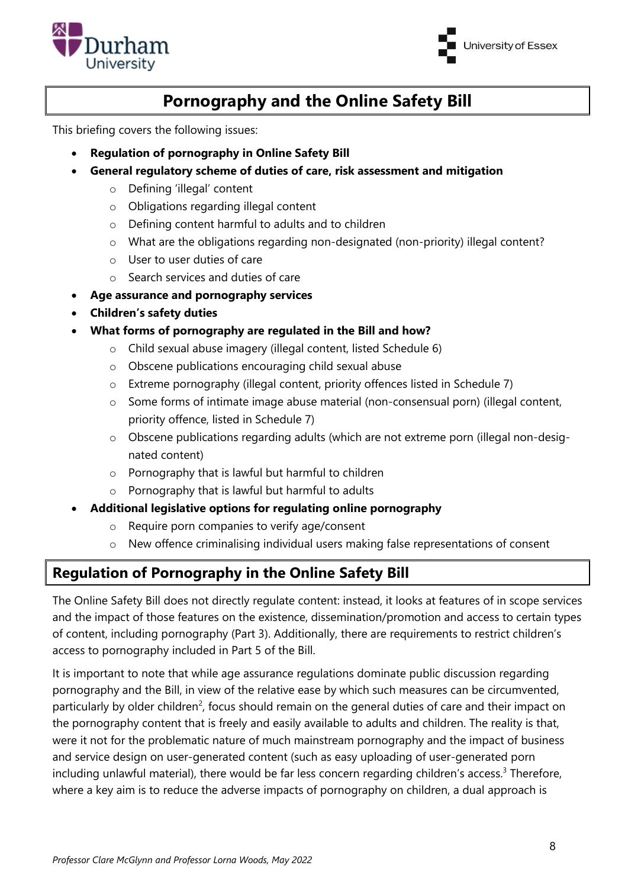# Pornography and the Online Safety Bill

This briefing covers the following issues:

- **Regulation of pornography in Online Safety Bill**
- **General regulatory scheme of duties of care, risk assessment and mitigation**
  - Defining 'illegal' content
  - Obligations regarding illegal content
  - Defining content harmful to adults and to children
  - What are the obligations regarding non-designated (non-priority) illegal content?
  - User to user duties of care
  - Search services and duties of care
- **Age assurance and pornography services**
- **Children's safety duties**
- **What forms of pornography are regulated in the Bill and how?**
  - Child sexual abuse imagery (illegal content, listed Schedule 6)
  - Obscene publications encouraging child sexual abuse
  - Extreme pornography (illegal content, priority offences listed in Schedule 7)
  - Some forms of intimate image abuse material (non-consensual porn) (illegal content, priority offence, listed in Schedule 7)
  - Obscene publications regarding adults (which are not extreme porn (illegal non-designated content)
  - Pornography that is lawful but harmful to children
  - Pornography that is lawful but harmful to adults
- **Additional legislative options for regulating online pornography**
  - Require porn companies to verify age/consent
  - New offence criminalising individual users making false representations of consent

## Regulation of Pornography in the Online Safety Bill

The Online Safety Bill does not directly regulate content: instead, it looks at features of in scope services and the impact of those features on the existence, dissemination/promotion and access to certain types of content, including pornography (Part 3). Additionally, there are requirements to restrict children's access to pornography included in Part 5 of the Bill.

It is important to note that while age assurance regulations dominate public discussion regarding pornography and the Bill, in view of the relative ease by which such measures can be circumvented, particularly by older children[2], focus should remain on the general duties of care and their impact on the pornography content that is freely and easily available to adults and children. The reality is that, were it not for the problematic nature of much mainstream pornography and the impact of business and service design on user-generated content (such as easy uploading of user-generated porn including unlawful material), there would be far less concern regarding children's access.[3] Therefore, where a key aim is to reduce the adverse impacts of pornography on children, a dual approach is

*Professor Clare McGlynn and Professor Lorna Woods, May 2022*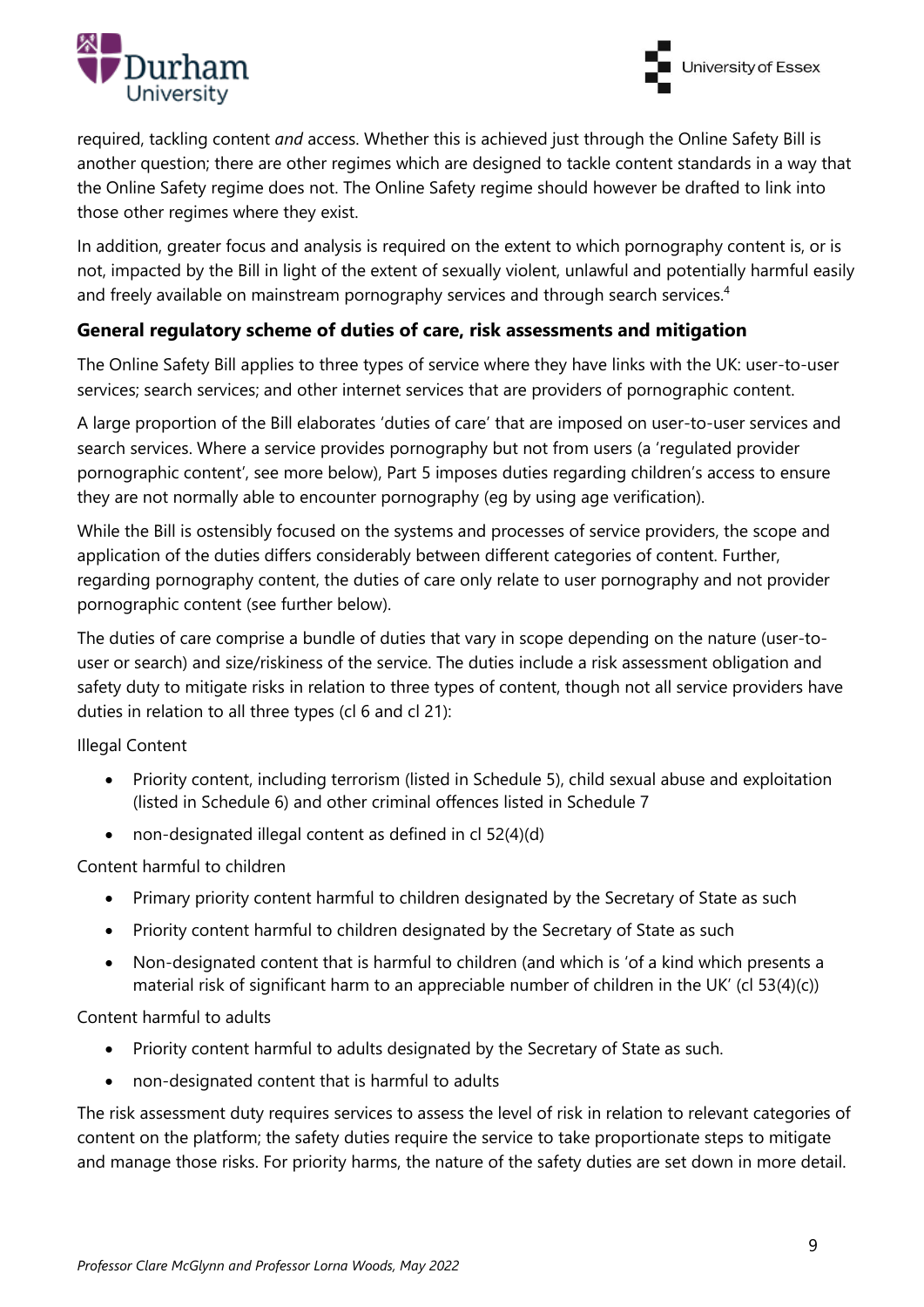required, tackling content *and* access. Whether this is achieved just through the Online Safety Bill is another question; there are other regimes which are designed to tackle content standards in a way that the Online Safety regime does not. The Online Safety regime should however be drafted to link into those other regimes where they exist.

In addition, greater focus and analysis is required on the extent to which pornography content is, or is not, impacted by the Bill in light of the extent of sexually violent, unlawful and potentially harmful easily and freely available on mainstream pornography services and through search services.[4]

### General regulatory scheme of duties of care, risk assessments and mitigation

The Online Safety Bill applies to three types of service where they have links with the UK: user-to-user services; search services; and other internet services that are providers of pornographic content.

A large proportion of the Bill elaborates 'duties of care' that are imposed on user-to-user services and search services. Where a service provides pornography but not from users (a 'regulated provider pornographic content', see more below), Part 5 imposes duties regarding children's access to ensure they are not normally able to encounter pornography (eg by using age verification).

While the Bill is ostensibly focused on the systems and processes of service providers, the scope and application of the duties differs considerably between different categories of content. Further, regarding pornography content, the duties of care only relate to user pornography and not provider pornographic content (see further below).

The duties of care comprise a bundle of duties that vary in scope depending on the nature (user-to-user or search) and size/riskiness of the service. The duties include a risk assessment obligation and safety duty to mitigate risks in relation to three types of content, though not all service providers have duties in relation to all three types (cl 6 and cl 21):

Illegal Content

- Priority content, including terrorism (listed in Schedule 5), child sexual abuse and exploitation (listed in Schedule 6) and other criminal offences listed in Schedule 7
- non-designated illegal content as defined in cl 52(4)(d)

Content harmful to children

- Primary priority content harmful to children designated by the Secretary of State as such
- Priority content harmful to children designated by the Secretary of State as such
- Non-designated content that is harmful to children (and which is 'of a kind which presents a material risk of significant harm to an appreciable number of children in the UK' (cl 53(4)(c))

Content harmful to adults

- Priority content harmful to adults designated by the Secretary of State as such.
- non-designated content that is harmful to adults

The risk assessment duty requires services to assess the level of risk in relation to relevant categories of content on the platform; the safety duties require the service to take proportionate steps to mitigate and manage those risks. For priority harms, the nature of the safety duties are set down in more detail.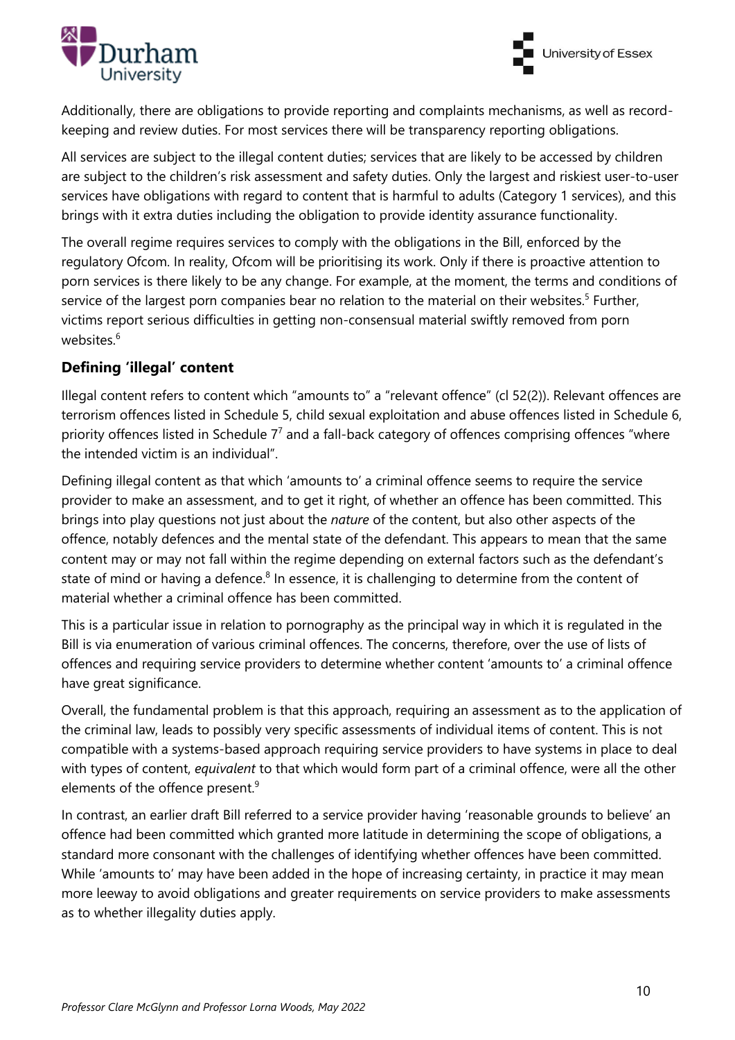Additionally, there are obligations to provide reporting and complaints mechanisms, as well as record-keeping and review duties. For most services there will be transparency reporting obligations.

All services are subject to the illegal content duties; services that are likely to be accessed by children are subject to the children's risk assessment and safety duties. Only the largest and riskiest user-to-user services have obligations with regard to content that is harmful to adults (Category 1 services), and this brings with it extra duties including the obligation to provide identity assurance functionality.

The overall regime requires services to comply with the obligations in the Bill, enforced by the regulatory Ofcom. In reality, Ofcom will be prioritising its work. Only if there is proactive attention to porn services is there likely to be any change. For example, at the moment, the terms and conditions of service of the largest porn companies bear no relation to the material on their websites.[5] Further, victims report serious difficulties in getting non-consensual material swiftly removed from porn websites.[6]

### Defining 'illegal' content

Illegal content refers to content which "amounts to" a "relevant offence" (cl 52(2)). Relevant offences are terrorism offences listed in Schedule 5, child sexual exploitation and abuse offences listed in Schedule 6, priority offences listed in Schedule 7[7] and a fall-back category of offences comprising offences "where the intended victim is an individual".

Defining illegal content as that which 'amounts to' a criminal offence seems to require the service provider to make an assessment, and to get it right, of whether an offence has been committed. This brings into play questions not just about the *nature* of the content, but also other aspects of the offence, notably defences and the mental state of the defendant. This appears to mean that the same content may or may not fall within the regime depending on external factors such as the defendant's state of mind or having a defence.[8] In essence, it is challenging to determine from the content of material whether a criminal offence has been committed.

This is a particular issue in relation to pornography as the principal way in which it is regulated in the Bill is via enumeration of various criminal offences. The concerns, therefore, over the use of lists of offences and requiring service providers to determine whether content 'amounts to' a criminal offence have great significance.

Overall, the fundamental problem is that this approach, requiring an assessment as to the application of the criminal law, leads to possibly very specific assessments of individual items of content. This is not compatible with a systems-based approach requiring service providers to have systems in place to deal with types of content, *equivalent* to that which would form part of a criminal offence, were all the other elements of the offence present.[9]

In contrast, an earlier draft Bill referred to a service provider having 'reasonable grounds to believe' an offence had been committed which granted more latitude in determining the scope of obligations, a standard more consonant with the challenges of identifying whether offences have been committed. While 'amounts to' may have been added in the hope of increasing certainty, in practice it may mean more leeway to avoid obligations and greater requirements on service providers to make assessments as to whether illegality duties apply.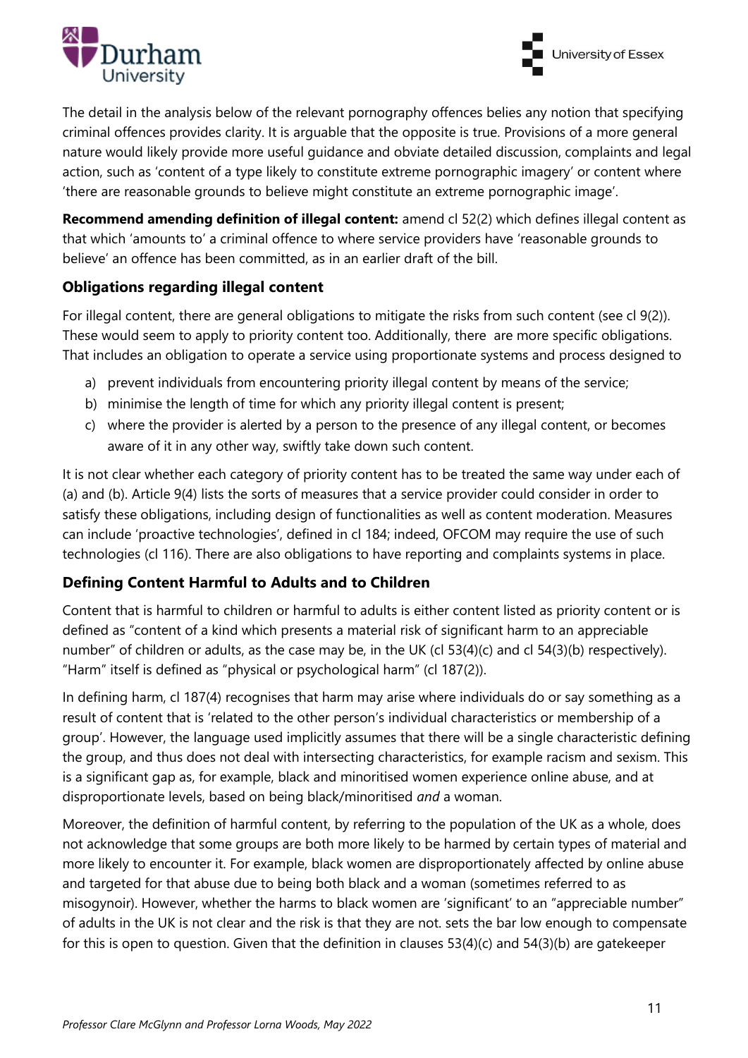The detail in the analysis below of the relevant pornography offences belies any notion that specifying criminal offences provides clarity. It is arguable that the opposite is true. Provisions of a more general nature would likely provide more useful guidance and obviate detailed discussion, complaints and legal action, such as 'content of a type likely to constitute extreme pornographic imagery' or content where 'there are reasonable grounds to believe might constitute an extreme pornographic image'.

**Recommend amending definition of illegal content:** amend cl 52(2) which defines illegal content as that which 'amounts to' a criminal offence to where service providers have 'reasonable grounds to believe' an offence has been committed, as in an earlier draft of the bill.

### Obligations regarding illegal content

For illegal content, there are general obligations to mitigate the risks from such content (see cl 9(2)). These would seem to apply to priority content too. Additionally, there are more specific obligations. That includes an obligation to operate a service using proportionate systems and process designed to

a) prevent individuals from encountering priority illegal content by means of the service;
b) minimise the length of time for which any priority illegal content is present;
c) where the provider is alerted by a person to the presence of any illegal content, or becomes aware of it in any other way, swiftly take down such content.

It is not clear whether each category of priority content has to be treated the same way under each of (a) and (b). Article 9(4) lists the sorts of measures that a service provider could consider in order to satisfy these obligations, including design of functionalities as well as content moderation. Measures can include 'proactive technologies', defined in cl 184; indeed, OFCOM may require the use of such technologies (cl 116). There are also obligations to have reporting and complaints systems in place.

### Defining Content Harmful to Adults and to Children

Content that is harmful to children or harmful to adults is either content listed as priority content or is defined as "content of a kind which presents a material risk of significant harm to an appreciable number" of children or adults, as the case may be, in the UK (cl 53(4)(c) and cl 54(3)(b) respectively). "Harm" itself is defined as "physical or psychological harm" (cl 187(2)).

In defining harm, cl 187(4) recognises that harm may arise where individuals do or say something as a result of content that is 'related to the other person's individual characteristics or membership of a group'. However, the language used implicitly assumes that there will be a single characteristic defining the group, and thus does not deal with intersecting characteristics, for example racism and sexism. This is a significant gap as, for example, black and minoritised women experience online abuse, and at disproportionate levels, based on being black/minoritised *and* a woman.

Moreover, the definition of harmful content, by referring to the population of the UK as a whole, does not acknowledge that some groups are both more likely to be harmed by certain types of material and more likely to encounter it. For example, black women are disproportionately affected by online abuse and targeted for that abuse due to being both black and a woman (sometimes referred to as misogynoir). However, whether the harms to black women are 'significant' to an "appreciable number" of adults in the UK is not clear and the risk is that they are not. sets the bar low enough to compensate for this is open to question. Given that the definition in clauses 53(4)(c) and 54(3)(b) are gatekeeper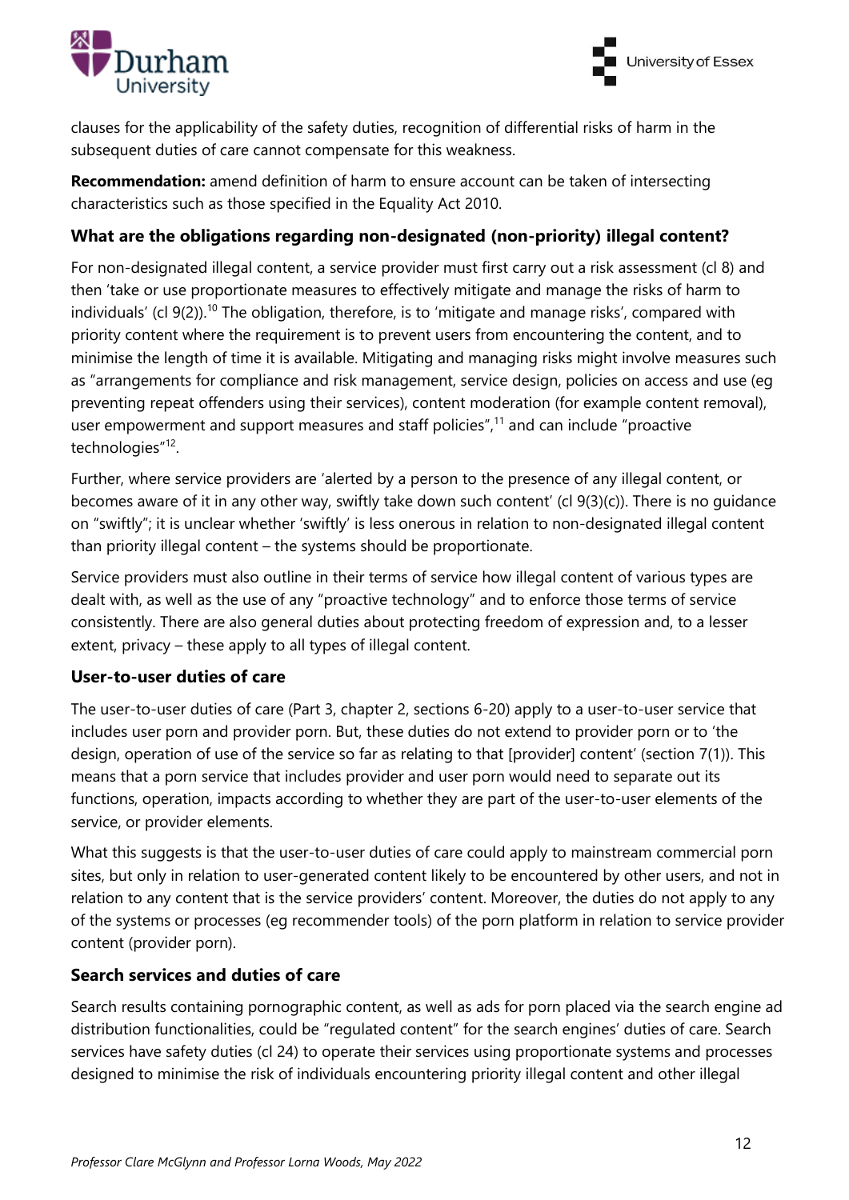clauses for the applicability of the safety duties, recognition of differential risks of harm in the subsequent duties of care cannot compensate for this weakness.

**Recommendation:** amend definition of harm to ensure account can be taken of intersecting characteristics such as those specified in the Equality Act 2010.

### What are the obligations regarding non-designated (non-priority) illegal content?

For non-designated illegal content, a service provider must first carry out a risk assessment (cl 8) and then 'take or use proportionate measures to effectively mitigate and manage the risks of harm to individuals' (cl 9(2)).[10] The obligation, therefore, is to 'mitigate and manage risks', compared with priority content where the requirement is to prevent users from encountering the content, and to minimise the length of time it is available. Mitigating and managing risks might involve measures such as "arrangements for compliance and risk management, service design, policies on access and use (eg preventing repeat offenders using their services), content moderation (for example content removal), user empowerment and support measures and staff policies",[11] and can include "proactive technologies"[12].

Further, where service providers are 'alerted by a person to the presence of any illegal content, or becomes aware of it in any other way, swiftly take down such content' (cl 9(3)(c)). There is no guidance on "swiftly"; it is unclear whether 'swiftly' is less onerous in relation to non-designated illegal content than priority illegal content – the systems should be proportionate.

Service providers must also outline in their terms of service how illegal content of various types are dealt with, as well as the use of any "proactive technology" and to enforce those terms of service consistently. There are also general duties about protecting freedom of expression and, to a lesser extent, privacy – these apply to all types of illegal content.

### User-to-user duties of care

The user-to-user duties of care (Part 3, chapter 2, sections 6-20) apply to a user-to-user service that includes user porn and provider porn. But, these duties do not extend to provider porn or to 'the design, operation of use of the service so far as relating to that [provider] content' (section 7(1)). This means that a porn service that includes provider and user porn would need to separate out its functions, operation, impacts according to whether they are part of the user-to-user elements of the service, or provider elements.

What this suggests is that the user-to-user duties of care could apply to mainstream commercial porn sites, but only in relation to user-generated content likely to be encountered by other users, and not in relation to any content that is the service providers' content. Moreover, the duties do not apply to any of the systems or processes (eg recommender tools) of the porn platform in relation to service provider content (provider porn).

### Search services and duties of care

Search results containing pornographic content, as well as ads for porn placed via the search engine ad distribution functionalities, could be "regulated content" for the search engines' duties of care. Search services have safety duties (cl 24) to operate their services using proportionate systems and processes designed to minimise the risk of individuals encountering priority illegal content and other illegal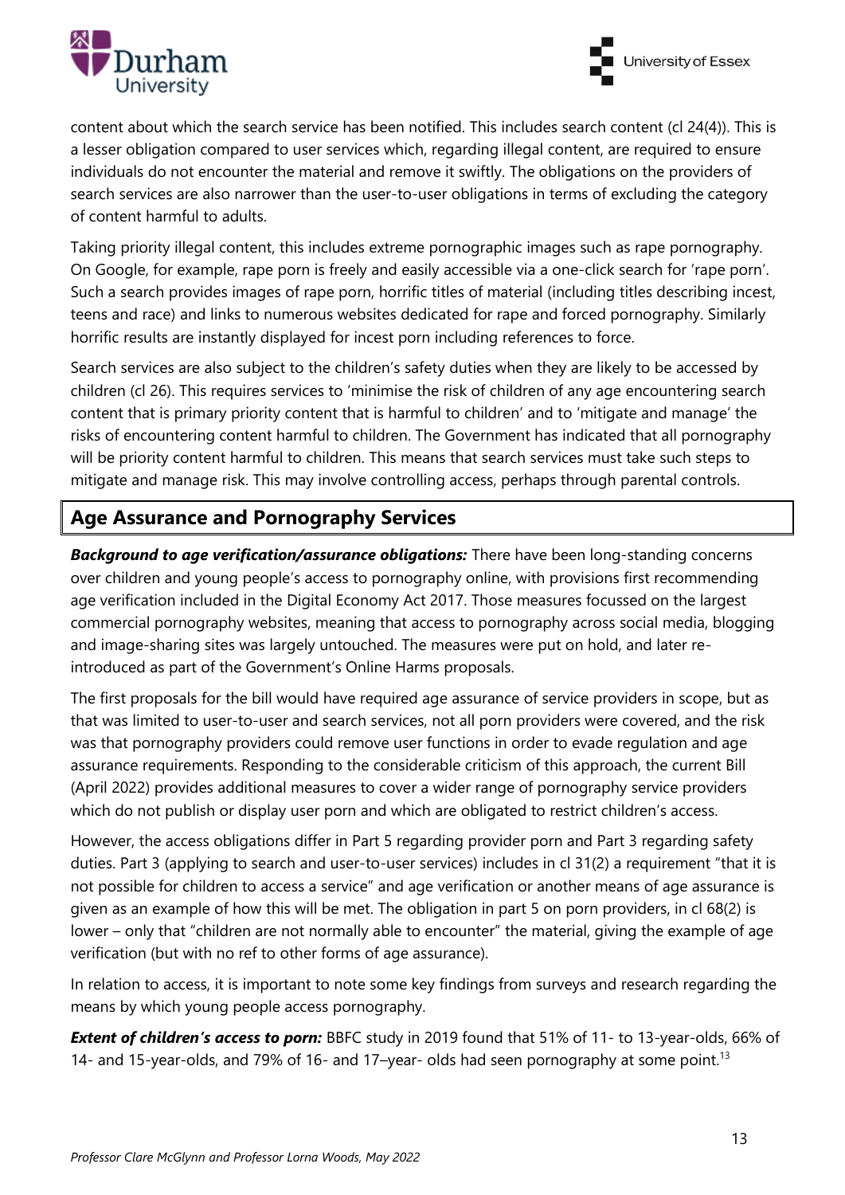content about which the search service has been notified. This includes search content (cl 24(4)). This is a lesser obligation compared to user services which, regarding illegal content, are required to ensure individuals do not encounter the material and remove it swiftly. The obligations on the providers of search services are also narrower than the user-to-user obligations in terms of excluding the category of content harmful to adults.

Taking priority illegal content, this includes extreme pornographic images such as rape pornography. On Google, for example, rape porn is freely and easily accessible via a one-click search for 'rape porn'. Such a search provides images of rape porn, horrific titles of material (including titles describing incest, teens and race) and links to numerous websites dedicated for rape and forced pornography. Similarly horrific results are instantly displayed for incest porn including references to force.

Search services are also subject to the children's safety duties when they are likely to be accessed by children (cl 26). This requires services to 'minimise the risk of children of any age encountering search content that is primary priority content that is harmful to children' and to 'mitigate and manage' the risks of encountering content harmful to children. The Government has indicated that all pornography will be priority content harmful to children. This means that search services must take such steps to mitigate and manage risk. This may involve controlling access, perhaps through parental controls.

## Age Assurance and Pornography Services

***Background to age verification/assurance obligations:*** There have been long-standing concerns over children and young people's access to pornography online, with provisions first recommending age verification included in the Digital Economy Act 2017. Those measures focussed on the largest commercial pornography websites, meaning that access to pornography across social media, blogging and image-sharing sites was largely untouched. The measures were put on hold, and later re-introduced as part of the Government's Online Harms proposals.

The first proposals for the bill would have required age assurance of service providers in scope, but as that was limited to user-to-user and search services, not all porn providers were covered, and the risk was that pornography providers could remove user functions in order to evade regulation and age assurance requirements. Responding to the considerable criticism of this approach, the current Bill (April 2022) provides additional measures to cover a wider range of pornography service providers which do not publish or display user porn and which are obligated to restrict children's access.

However, the access obligations differ in Part 5 regarding provider porn and Part 3 regarding safety duties. Part 3 (applying to search and user-to-user services) includes in cl 31(2) a requirement "that it is not possible for children to access a service" and age verification or another means of age assurance is given as an example of how this will be met. The obligation in part 5 on porn providers, in cl 68(2) is lower – only that "children are not normally able to encounter" the material, giving the example of age verification (but with no ref to other forms of age assurance).

In relation to access, it is important to note some key findings from surveys and research regarding the means by which young people access pornography.

***Extent of children's access to porn:*** BBFC study in 2019 found that 51% of 11- to 13-year-olds, 66% of 14- and 15-year-olds, and 79% of 16- and 17–year- olds had seen pornography at some point.[13]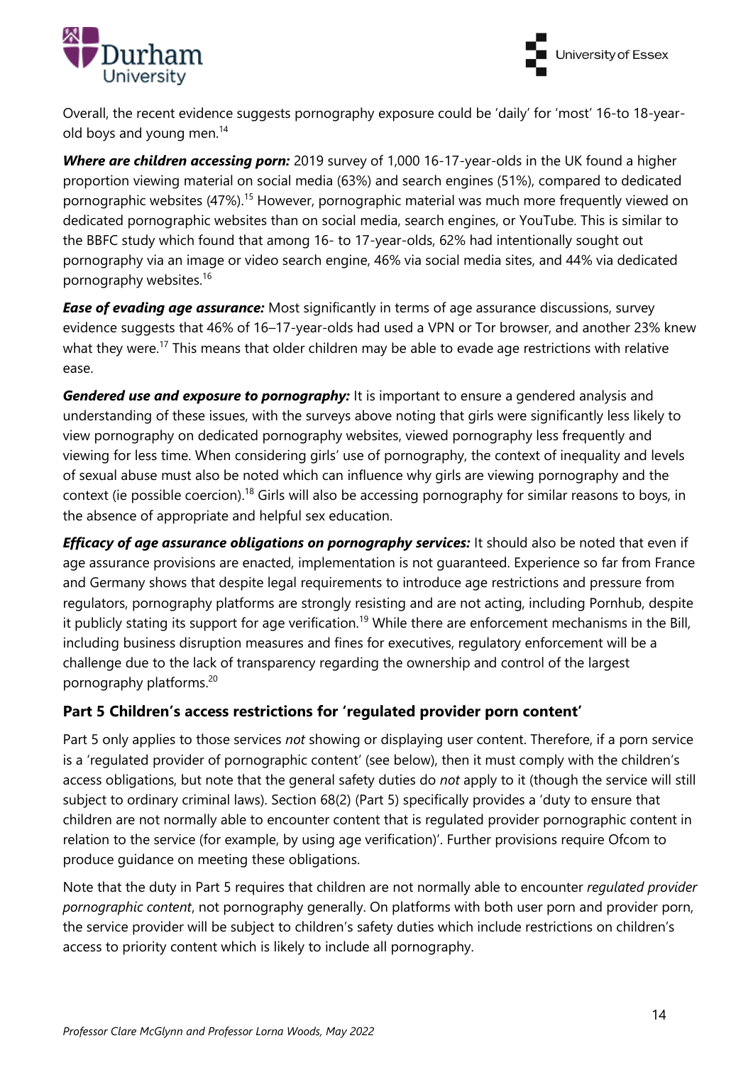Overall, the recent evidence suggests pornography exposure could be 'daily' for 'most' 16-to 18-year-old boys and young men.[14]

***Where are children accessing porn:*** 2019 survey of 1,000 16-17-year-olds in the UK found a higher proportion viewing material on social media (63%) and search engines (51%), compared to dedicated pornographic websites (47%).[15] However, pornographic material was much more frequently viewed on dedicated pornographic websites than on social media, search engines, or YouTube. This is similar to the BBFC study which found that among 16- to 17-year-olds, 62% had intentionally sought out pornography via an image or video search engine, 46% via social media sites, and 44% via dedicated pornography websites.[16]

***Ease of evading age assurance:*** Most significantly in terms of age assurance discussions, survey evidence suggests that 46% of 16–17-year-olds had used a VPN or Tor browser, and another 23% knew what they were.[17] This means that older children may be able to evade age restrictions with relative ease.

***Gendered use and exposure to pornography:*** It is important to ensure a gendered analysis and understanding of these issues, with the surveys above noting that girls were significantly less likely to view pornography on dedicated pornography websites, viewed pornography less frequently and viewing for less time. When considering girls' use of pornography, the context of inequality and levels of sexual abuse must also be noted which can influence why girls are viewing pornography and the context (ie possible coercion).[18] Girls will also be accessing pornography for similar reasons to boys, in the absence of appropriate and helpful sex education.

***Efficacy of age assurance obligations on pornography services:*** It should also be noted that even if age assurance provisions are enacted, implementation is not guaranteed. Experience so far from France and Germany shows that despite legal requirements to introduce age restrictions and pressure from regulators, pornography platforms are strongly resisting and are not acting, including Pornhub, despite it publicly stating its support for age verification.[19] While there are enforcement mechanisms in the Bill, including business disruption measures and fines for executives, regulatory enforcement will be a challenge due to the lack of transparency regarding the ownership and control of the largest pornography platforms.[20]

### Part 5 Children's access restrictions for 'regulated provider porn content'

Part 5 only applies to those services *not* showing or displaying user content. Therefore, if a porn service is a 'regulated provider of pornographic content' (see below), then it must comply with the children's access obligations, but note that the general safety duties do *not* apply to it (though the service will still subject to ordinary criminal laws). Section 68(2) (Part 5) specifically provides a 'duty to ensure that children are not normally able to encounter content that is regulated provider pornographic content in relation to the service (for example, by using age verification)'. Further provisions require Ofcom to produce guidance on meeting these obligations.

Note that the duty in Part 5 requires that children are not normally able to encounter *regulated provider pornographic content*, not pornography generally. On platforms with both user porn and provider porn, the service provider will be subject to children's safety duties which include restrictions on children's access to priority content which is likely to include all pornography.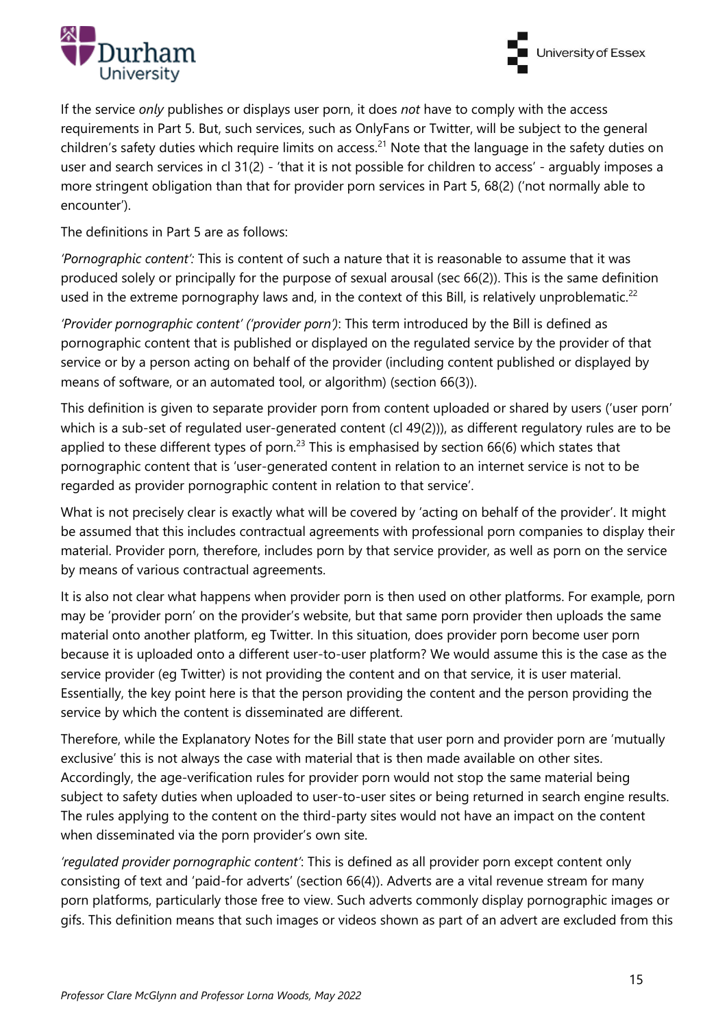If the service *only* publishes or displays user porn, it does *not* have to comply with the access requirements in Part 5. But, such services, such as OnlyFans or Twitter, will be subject to the general children's safety duties which require limits on access.[21] Note that the language in the safety duties on user and search services in cl 31(2) - 'that it is not possible for children to access' - arguably imposes a more stringent obligation than that for provider porn services in Part 5, 68(2) ('not normally able to encounter').

The definitions in Part 5 are as follows:

*'Pornographic content':* This is content of such a nature that it is reasonable to assume that it was produced solely or principally for the purpose of sexual arousal (sec 66(2)). This is the same definition used in the extreme pornography laws and, in the context of this Bill, is relatively unproblematic.[22]

*'Provider pornographic content' ('provider porn')*: This term introduced by the Bill is defined as pornographic content that is published or displayed on the regulated service by the provider of that service or by a person acting on behalf of the provider (including content published or displayed by means of software, or an automated tool, or algorithm) (section 66(3)).

This definition is given to separate provider porn from content uploaded or shared by users ('user porn' which is a sub-set of regulated user-generated content (cl 49(2))), as different regulatory rules are to be applied to these different types of porn.[23] This is emphasised by section 66(6) which states that pornographic content that is 'user-generated content in relation to an internet service is not to be regarded as provider pornographic content in relation to that service'.

What is not precisely clear is exactly what will be covered by 'acting on behalf of the provider'. It might be assumed that this includes contractual agreements with professional porn companies to display their material. Provider porn, therefore, includes porn by that service provider, as well as porn on the service by means of various contractual agreements.

It is also not clear what happens when provider porn is then used on other platforms. For example, porn may be 'provider porn' on the provider's website, but that same porn provider then uploads the same material onto another platform, eg Twitter. In this situation, does provider porn become user porn because it is uploaded onto a different user-to-user platform? We would assume this is the case as the service provider (eg Twitter) is not providing the content and on that service, it is user material. Essentially, the key point here is that the person providing the content and the person providing the service by which the content is disseminated are different.

Therefore, while the Explanatory Notes for the Bill state that user porn and provider porn are 'mutually exclusive' this is not always the case with material that is then made available on other sites. Accordingly, the age-verification rules for provider porn would not stop the same material being subject to safety duties when uploaded to user-to-user sites or being returned in search engine results. The rules applying to the content on the third-party sites would not have an impact on the content when disseminated via the porn provider's own site.

*'regulated provider pornographic content'*: This is defined as all provider porn except content only consisting of text and 'paid-for adverts' (section 66(4)). Adverts are a vital revenue stream for many porn platforms, particularly those free to view. Such adverts commonly display pornographic images or gifs. This definition means that such images or videos shown as part of an advert are excluded from this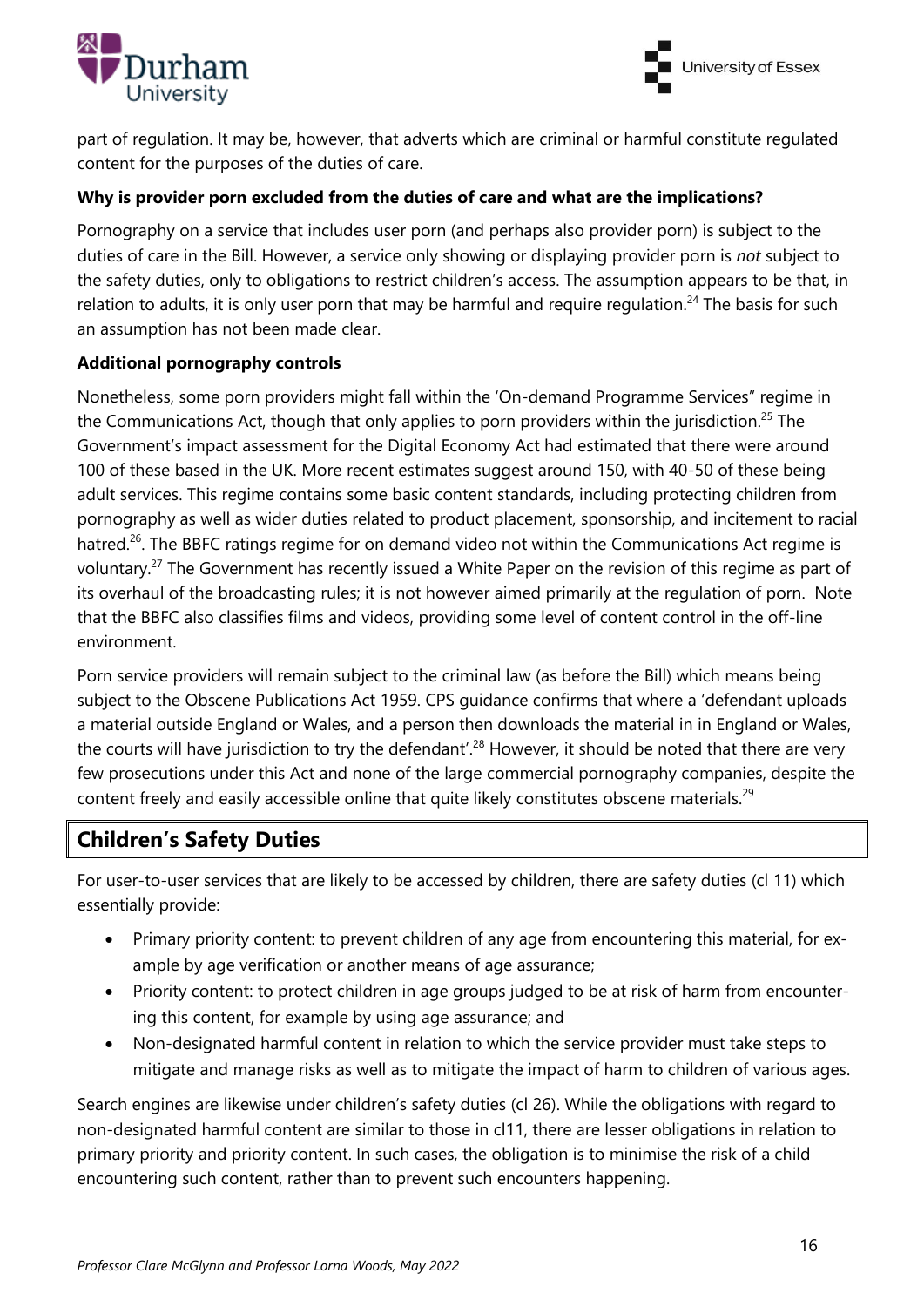part of regulation. It may be, however, that adverts which are criminal or harmful constitute regulated content for the purposes of the duties of care.

**Why is provider porn excluded from the duties of care and what are the implications?**

Pornography on a service that includes user porn (and perhaps also provider porn) is subject to the duties of care in the Bill. However, a service only showing or displaying provider porn is *not* subject to the safety duties, only to obligations to restrict children's access. The assumption appears to be that, in relation to adults, it is only user porn that may be harmful and require regulation.[24] The basis for such an assumption has not been made clear.

**Additional pornography controls**

Nonetheless, some porn providers might fall within the 'On-demand Programme Services" regime in the Communications Act, though that only applies to porn providers within the jurisdiction.[25] The Government's impact assessment for the Digital Economy Act had estimated that there were around 100 of these based in the UK. More recent estimates suggest around 150, with 40-50 of these being adult services. This regime contains some basic content standards, including protecting children from pornography as well as wider duties related to product placement, sponsorship, and incitement to racial hatred.[26]. The BBFC ratings regime for on demand video not within the Communications Act regime is voluntary.[27] The Government has recently issued a White Paper on the revision of this regime as part of its overhaul of the broadcasting rules; it is not however aimed primarily at the regulation of porn. Note that the BBFC also classifies films and videos, providing some level of content control in the off-line environment.

Porn service providers will remain subject to the criminal law (as before the Bill) which means being subject to the Obscene Publications Act 1959. CPS guidance confirms that where a 'defendant uploads a material outside England or Wales, and a person then downloads the material in in England or Wales, the courts will have jurisdiction to try the defendant'.[28] However, it should be noted that there are very few prosecutions under this Act and none of the large commercial pornography companies, despite the content freely and easily accessible online that quite likely constitutes obscene materials.[29]

## Children's Safety Duties

For user-to-user services that are likely to be accessed by children, there are safety duties (cl 11) which essentially provide:

- Primary priority content: to prevent children of any age from encountering this material, for example by age verification or another means of age assurance;
- Priority content: to protect children in age groups judged to be at risk of harm from encountering this content, for example by using age assurance; and
- Non-designated harmful content in relation to which the service provider must take steps to mitigate and manage risks as well as to mitigate the impact of harm to children of various ages.

Search engines are likewise under children's safety duties (cl 26). While the obligations with regard to non-designated harmful content are similar to those in cl11, there are lesser obligations in relation to primary priority and priority content. In such cases, the obligation is to minimise the risk of a child encountering such content, rather than to prevent such encounters happening.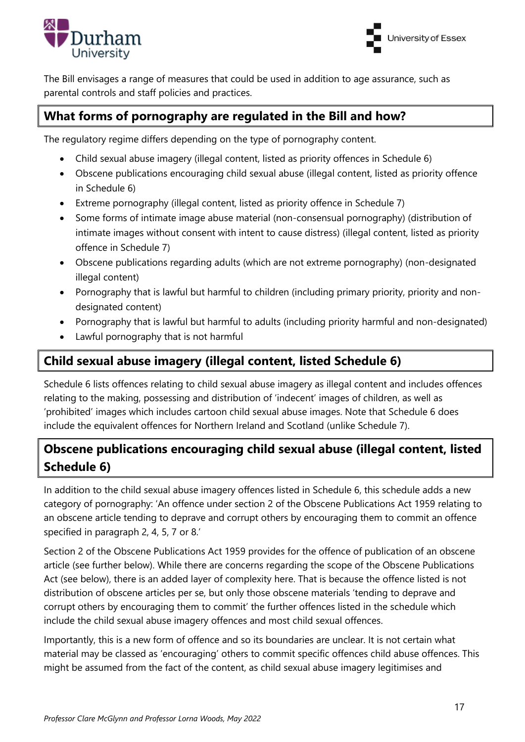The Bill envisages a range of measures that could be used in addition to age assurance, such as parental controls and staff policies and practices.

## What forms of pornography are regulated in the Bill and how?

The regulatory regime differs depending on the type of pornography content.

- Child sexual abuse imagery (illegal content, listed as priority offences in Schedule 6)
- Obscene publications encouraging child sexual abuse (illegal content, listed as priority offence in Schedule 6)
- Extreme pornography (illegal content, listed as priority offence in Schedule 7)
- Some forms of intimate image abuse material (non-consensual pornography) (distribution of intimate images without consent with intent to cause distress) (illegal content, listed as priority offence in Schedule 7)
- Obscene publications regarding adults (which are not extreme pornography) (non-designated illegal content)
- Pornography that is lawful but harmful to children (including primary priority, priority and non-designated content)
- Pornography that is lawful but harmful to adults (including priority harmful and non-designated)
- Lawful pornography that is not harmful

## Child sexual abuse imagery (illegal content, listed Schedule 6)

Schedule 6 lists offences relating to child sexual abuse imagery as illegal content and includes offences relating to the making, possessing and distribution of 'indecent' images of children, as well as 'prohibited' images which includes cartoon child sexual abuse images. Note that Schedule 6 does include the equivalent offences for Northern Ireland and Scotland (unlike Schedule 7).

## Obscene publications encouraging child sexual abuse (illegal content, listed Schedule 6)

In addition to the child sexual abuse imagery offences listed in Schedule 6, this schedule adds a new category of pornography: 'An offence under section 2 of the Obscene Publications Act 1959 relating to an obscene article tending to deprave and corrupt others by encouraging them to commit an offence specified in paragraph 2, 4, 5, 7 or 8.'

Section 2 of the Obscene Publications Act 1959 provides for the offence of publication of an obscene article (see further below). While there are concerns regarding the scope of the Obscene Publications Act (see below), there is an added layer of complexity here. That is because the offence listed is not distribution of obscene articles per se, but only those obscene materials 'tending to deprave and corrupt others by encouraging them to commit' the further offences listed in the schedule which include the child sexual abuse imagery offences and most child sexual offences.

Importantly, this is a new form of offence and so its boundaries are unclear. It is not certain what material may be classed as 'encouraging' others to commit specific offences child abuse offences. This might be assumed from the fact of the content, as child sexual abuse imagery legitimises and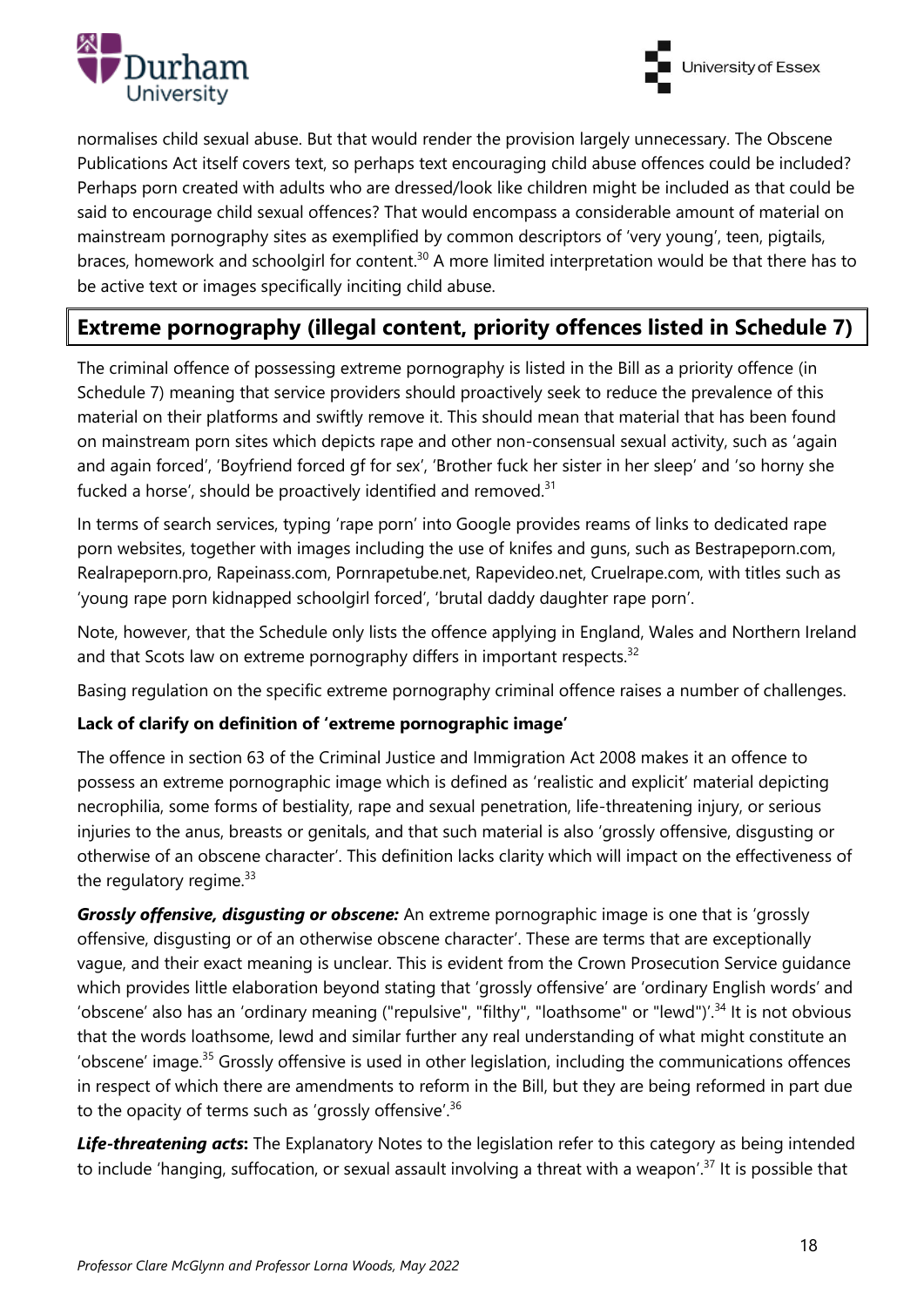normalises child sexual abuse. But that would render the provision largely unnecessary. The Obscene Publications Act itself covers text, so perhaps text encouraging child abuse offences could be included? Perhaps porn created with adults who are dressed/look like children might be included as that could be said to encourage child sexual offences? That would encompass a considerable amount of material on mainstream pornography sites as exemplified by common descriptors of 'very young', teen, pigtails, braces, homework and schoolgirl for content.[30] A more limited interpretation would be that there has to be active text or images specifically inciting child abuse.

## Extreme pornography (illegal content, priority offences listed in Schedule 7)

The criminal offence of possessing extreme pornography is listed in the Bill as a priority offence (in Schedule 7) meaning that service providers should proactively seek to reduce the prevalence of this material on their platforms and swiftly remove it. This should mean that material that has been found on mainstream porn sites which depicts rape and other non-consensual sexual activity, such as 'again and again forced', 'Boyfriend forced gf for sex', 'Brother fuck her sister in her sleep' and 'so horny she fucked a horse', should be proactively identified and removed.[31]

In terms of search services, typing 'rape porn' into Google provides reams of links to dedicated rape porn websites, together with images including the use of knifes and guns, such as Bestrapeporn.com, Realrapeporn.pro, Rapeinass.com, Pornrapetube.net, Rapevideo.net, Cruelrape.com, with titles such as 'young rape porn kidnapped schoolgirl forced', 'brutal daddy daughter rape porn'.

Note, however, that the Schedule only lists the offence applying in England, Wales and Northern Ireland and that Scots law on extreme pornography differs in important respects.[32]

Basing regulation on the specific extreme pornography criminal offence raises a number of challenges.

### Lack of clarify on definition of 'extreme pornographic image'

The offence in section 63 of the Criminal Justice and Immigration Act 2008 makes it an offence to possess an extreme pornographic image which is defined as 'realistic and explicit' material depicting necrophilia, some forms of bestiality, rape and sexual penetration, life-threatening injury, or serious injuries to the anus, breasts or genitals, and that such material is also 'grossly offensive, disgusting or otherwise of an obscene character'. This definition lacks clarity which will impact on the effectiveness of the regulatory regime.[33]

***Grossly offensive, disgusting or obscene:*** An extreme pornographic image is one that is 'grossly offensive, disgusting or of an otherwise obscene character'. These are terms that are exceptionally vague, and their exact meaning is unclear. This is evident from the Crown Prosecution Service guidance which provides little elaboration beyond stating that 'grossly offensive' are 'ordinary English words' and 'obscene' also has an 'ordinary meaning ("repulsive", "filthy", "loathsome" or "lewd")'.[34] It is not obvious that the words loathsome, lewd and similar further any real understanding of what might constitute an 'obscene' image.[35] Grossly offensive is used in other legislation, including the communications offences in respect of which there are amendments to reform in the Bill, but they are being reformed in part due to the opacity of terms such as 'grossly offensive'.[36]

***Life-threatening acts*:** The Explanatory Notes to the legislation refer to this category as being intended to include 'hanging, suffocation, or sexual assault involving a threat with a weapon'.[37] It is possible that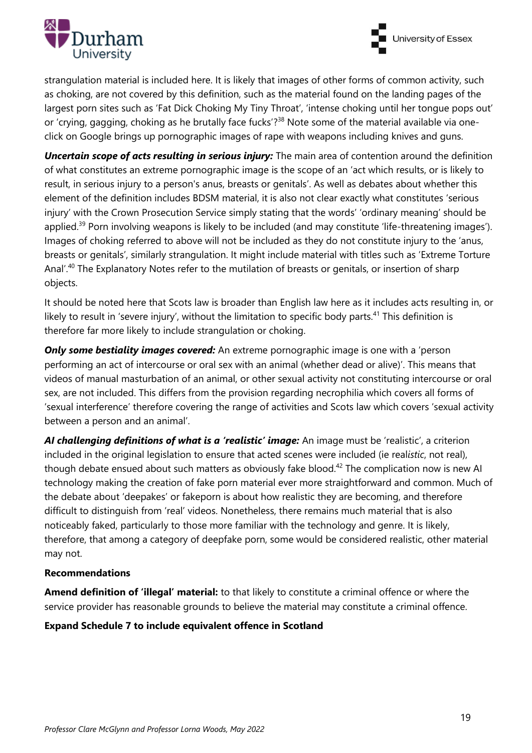strangulation material is included here. It is likely that images of other forms of common activity, such as choking, are not covered by this definition, such as the material found on the landing pages of the largest porn sites such as 'Fat Dick Choking My Tiny Throat', 'intense choking until her tongue pops out' or 'crying, gagging, choking as he brutally face fucks'?[38] Note some of the material available via one-click on Google brings up pornographic images of rape with weapons including knives and guns.

***Uncertain scope of acts resulting in serious injury:*** The main area of contention around the definition of what constitutes an extreme pornographic image is the scope of an 'act which results, or is likely to result, in serious injury to a person's anus, breasts or genitals'. As well as debates about whether this element of the definition includes BDSM material, it is also not clear exactly what constitutes 'serious injury' with the Crown Prosecution Service simply stating that the words' 'ordinary meaning' should be applied.[39] Porn involving weapons is likely to be included (and may constitute 'life-threatening images'). Images of choking referred to above will not be included as they do not constitute injury to the 'anus, breasts or genitals', similarly strangulation. It might include material with titles such as 'Extreme Torture Anal'.[40] The Explanatory Notes refer to the mutilation of breasts or genitals, or insertion of sharp objects.

It should be noted here that Scots law is broader than English law here as it includes acts resulting in, or likely to result in 'severe injury', without the limitation to specific body parts.[41] This definition is therefore far more likely to include strangulation or choking.

***Only some bestiality images covered:*** An extreme pornographic image is one with a 'person performing an act of intercourse or oral sex with an animal (whether dead or alive)'. This means that videos of manual masturbation of an animal, or other sexual activity not constituting intercourse or oral sex, are not included. This differs from the provision regarding necrophilia which covers all forms of 'sexual interference' therefore covering the range of activities and Scots law which covers 'sexual activity between a person and an animal'.

***AI challenging definitions of what is a 'realistic' image:*** An image must be 'realistic', a criterion included in the original legislation to ensure that acted scenes were included (ie real*istic*, not real), though debate ensued about such matters as obviously fake blood.[42] The complication now is new AI technology making the creation of fake porn material ever more straightforward and common. Much of the debate about 'deepakes' or fakeporn is about how realistic they are becoming, and therefore difficult to distinguish from 'real' videos. Nonetheless, there remains much material that is also noticeably faked, particularly to those more familiar with the technology and genre. It is likely, therefore, that among a category of deepfake porn, some would be considered realistic, other material may not.

**Recommendations**

**Amend definition of 'illegal' material:** to that likely to constitute a criminal offence or where the service provider has reasonable grounds to believe the material may constitute a criminal offence.

**Expand Schedule 7 to include equivalent offence in Scotland**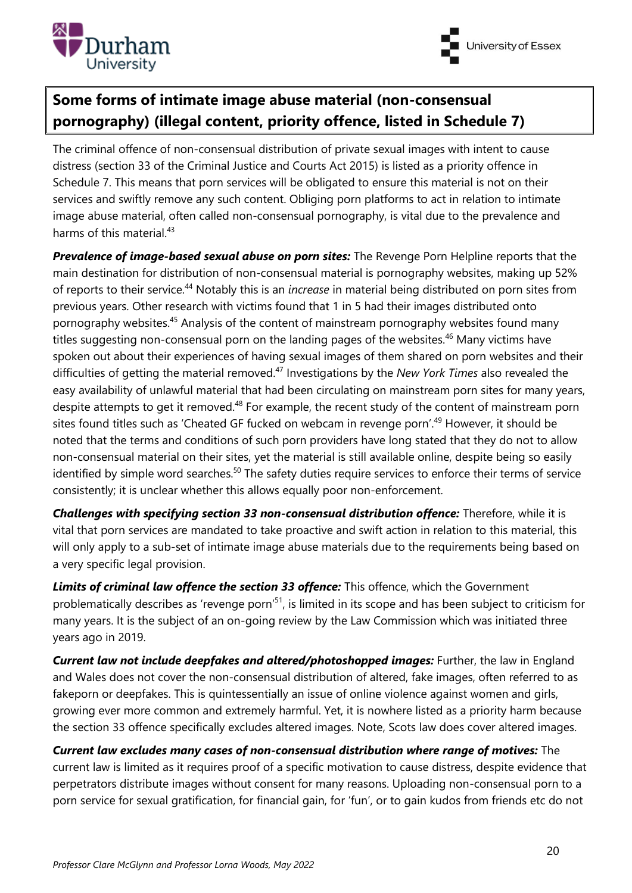## Some forms of intimate image abuse material (non-consensual pornography) (illegal content, priority offence, listed in Schedule 7)

The criminal offence of non-consensual distribution of private sexual images with intent to cause distress (section 33 of the Criminal Justice and Courts Act 2015) is listed as a priority offence in Schedule 7. This means that porn services will be obligated to ensure this material is not on their services and swiftly remove any such content. Obliging porn platforms to act in relation to intimate image abuse material, often called non-consensual pornography, is vital due to the prevalence and harms of this material.[43]

***Prevalence of image-based sexual abuse on porn sites:*** The Revenge Porn Helpline reports that the main destination for distribution of non-consensual material is pornography websites, making up 52% of reports to their service.[44] Notably this is an *increase* in material being distributed on porn sites from previous years. Other research with victims found that 1 in 5 had their images distributed onto pornography websites.[45] Analysis of the content of mainstream pornography websites found many titles suggesting non-consensual porn on the landing pages of the websites.[46] Many victims have spoken out about their experiences of having sexual images of them shared on porn websites and their difficulties of getting the material removed.[47] Investigations by the *New York Times* also revealed the easy availability of unlawful material that had been circulating on mainstream porn sites for many years, despite attempts to get it removed.[48] For example, the recent study of the content of mainstream porn sites found titles such as 'Cheated GF fucked on webcam in revenge porn'.[49] However, it should be noted that the terms and conditions of such porn providers have long stated that they do not to allow non-consensual material on their sites, yet the material is still available online, despite being so easily identified by simple word searches.[50] The safety duties require services to enforce their terms of service consistently; it is unclear whether this allows equally poor non-enforcement.

***Challenges with specifying section 33 non-consensual distribution offence:*** Therefore, while it is vital that porn services are mandated to take proactive and swift action in relation to this material, this will only apply to a sub-set of intimate image abuse materials due to the requirements being based on a very specific legal provision.

***Limits of criminal law offence the section 33 offence:*** This offence, which the Government problematically describes as 'revenge porn'[51], is limited in its scope and has been subject to criticism for many years. It is the subject of an on-going review by the Law Commission which was initiated three years ago in 2019.

***Current law not include deepfakes and altered/photoshopped images:*** Further, the law in England and Wales does not cover the non-consensual distribution of altered, fake images, often referred to as fakeporn or deepfakes. This is quintessentially an issue of online violence against women and girls, growing ever more common and extremely harmful. Yet, it is nowhere listed as a priority harm because the section 33 offence specifically excludes altered images. Note, Scots law does cover altered images.

***Current law excludes many cases of non-consensual distribution where range of motives:*** The current law is limited as it requires proof of a specific motivation to cause distress, despite evidence that perpetrators distribute images without consent for many reasons. Uploading non-consensual porn to a porn service for sexual gratification, for financial gain, for 'fun', or to gain kudos from friends etc do not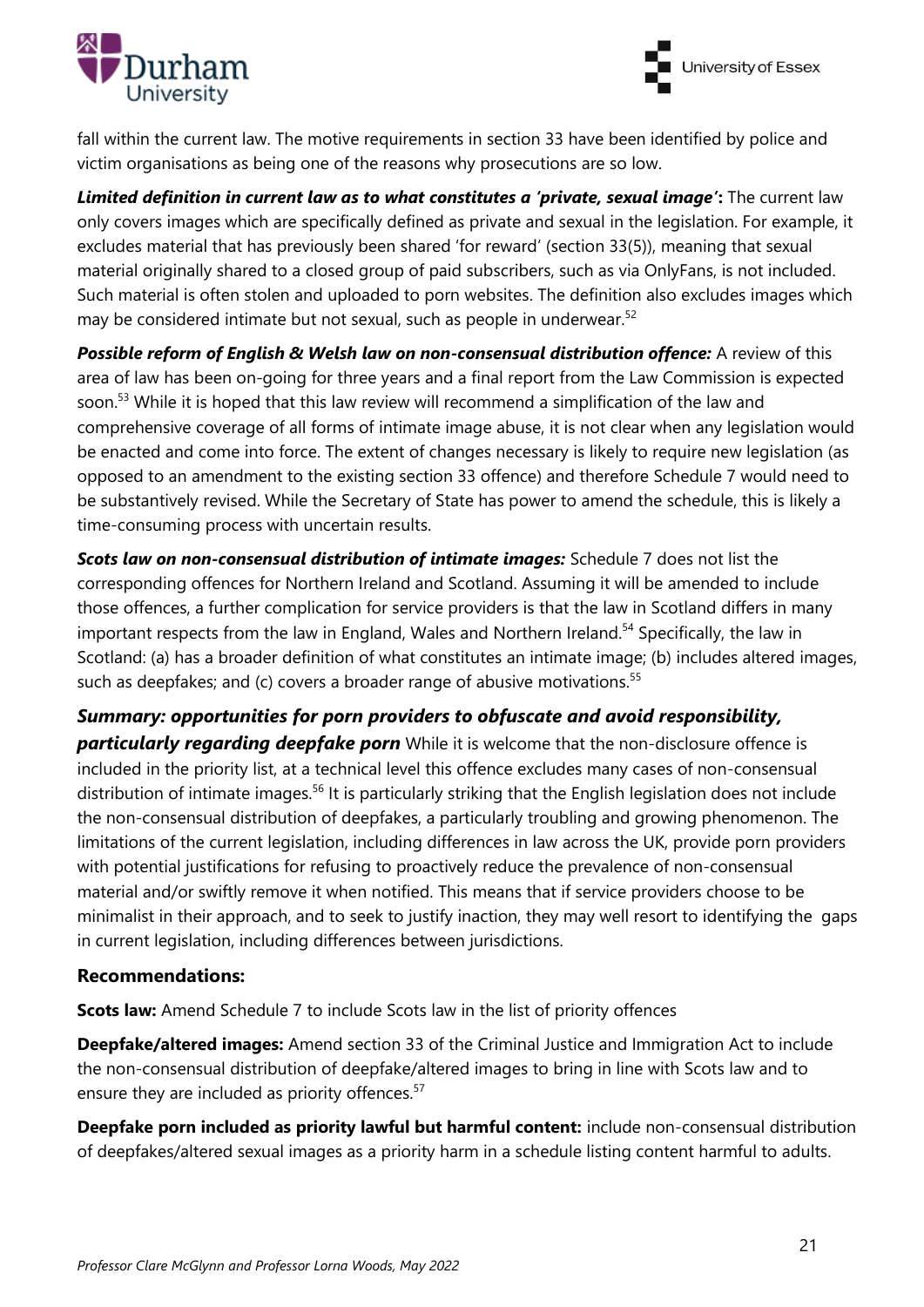fall within the current law. The motive requirements in section 33 have been identified by police and victim organisations as being one of the reasons why prosecutions are so low.

***Limited definition in current law as to what constitutes a 'private, sexual image':*** The current law only covers images which are specifically defined as private and sexual in the legislation. For example, it excludes material that has previously been shared 'for reward' (section 33(5)), meaning that sexual material originally shared to a closed group of paid subscribers, such as via OnlyFans, is not included. Such material is often stolen and uploaded to porn websites. The definition also excludes images which may be considered intimate but not sexual, such as people in underwear.[52]

***Possible reform of English & Welsh law on non-consensual distribution offence:*** A review of this area of law has been on-going for three years and a final report from the Law Commission is expected soon.[53] While it is hoped that this law review will recommend a simplification of the law and comprehensive coverage of all forms of intimate image abuse, it is not clear when any legislation would be enacted and come into force. The extent of changes necessary is likely to require new legislation (as opposed to an amendment to the existing section 33 offence) and therefore Schedule 7 would need to be substantively revised. While the Secretary of State has power to amend the schedule, this is likely a time-consuming process with uncertain results.

***Scots law on non-consensual distribution of intimate images:*** Schedule 7 does not list the corresponding offences for Northern Ireland and Scotland. Assuming it will be amended to include those offences, a further complication for service providers is that the law in Scotland differs in many important respects from the law in England, Wales and Northern Ireland.[54] Specifically, the law in Scotland: (a) has a broader definition of what constitutes an intimate image; (b) includes altered images, such as deepfakes; and (c) covers a broader range of abusive motivations.[55]

***Summary: opportunities for porn providers to obfuscate and avoid responsibility, particularly regarding deepfake porn*** While it is welcome that the non-disclosure offence is included in the priority list, at a technical level this offence excludes many cases of non-consensual distribution of intimate images.[56] It is particularly striking that the English legislation does not include the non-consensual distribution of deepfakes, a particularly troubling and growing phenomenon. The limitations of the current legislation, including differences in law across the UK, provide porn providers with potential justifications for refusing to proactively reduce the prevalence of non-consensual material and/or swiftly remove it when notified. This means that if service providers choose to be minimalist in their approach, and to seek to justify inaction, they may well resort to identifying the gaps in current legislation, including differences between jurisdictions.

### Recommendations:

**Scots law:** Amend Schedule 7 to include Scots law in the list of priority offences

**Deepfake/altered images:** Amend section 33 of the Criminal Justice and Immigration Act to include the non-consensual distribution of deepfake/altered images to bring in line with Scots law and to ensure they are included as priority offences.[57]

**Deepfake porn included as priority lawful but harmful content:** include non-consensual distribution of deepfakes/altered sexual images as a priority harm in a schedule listing content harmful to adults.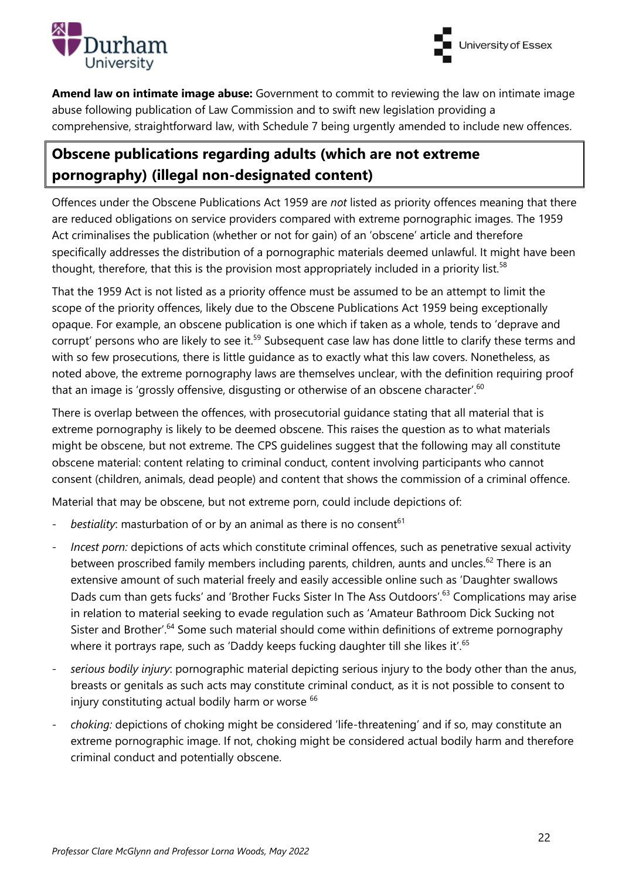**Amend law on intimate image abuse:** Government to commit to reviewing the law on intimate image abuse following publication of Law Commission and to swift new legislation providing a comprehensive, straightforward law, with Schedule 7 being urgently amended to include new offences.

## Obscene publications regarding adults (which are not extreme pornography) (illegal non-designated content)

Offences under the Obscene Publications Act 1959 are *not* listed as priority offences meaning that there are reduced obligations on service providers compared with extreme pornographic images. The 1959 Act criminalises the publication (whether or not for gain) of an 'obscene' article and therefore specifically addresses the distribution of a pornographic materials deemed unlawful. It might have been thought, therefore, that this is the provision most appropriately included in a priority list.[58]

That the 1959 Act is not listed as a priority offence must be assumed to be an attempt to limit the scope of the priority offences, likely due to the Obscene Publications Act 1959 being exceptionally opaque. For example, an obscene publication is one which if taken as a whole, tends to 'deprave and corrupt' persons who are likely to see it.[59] Subsequent case law has done little to clarify these terms and with so few prosecutions, there is little guidance as to exactly what this law covers. Nonetheless, as noted above, the extreme pornography laws are themselves unclear, with the definition requiring proof that an image is 'grossly offensive, disgusting or otherwise of an obscene character'.[60]

There is overlap between the offences, with prosecutorial guidance stating that all material that is extreme pornography is likely to be deemed obscene. This raises the question as to what materials might be obscene, but not extreme. The CPS guidelines suggest that the following may all constitute obscene material: content relating to criminal conduct, content involving participants who cannot consent (children, animals, dead people) and content that shows the commission of a criminal offence.

Material that may be obscene, but not extreme porn, could include depictions of:

- *bestiality*: masturbation of or by an animal as there is no consent[61]
- *Incest porn:* depictions of acts which constitute criminal offences, such as penetrative sexual activity between proscribed family members including parents, children, aunts and uncles.[62] There is an extensive amount of such material freely and easily accessible online such as 'Daughter swallows Dads cum than gets fucks' and 'Brother Fucks Sister In The Ass Outdoors'.[63] Complications may arise in relation to material seeking to evade regulation such as 'Amateur Bathroom Dick Sucking not Sister and Brother'.[64] Some such material should come within definitions of extreme pornography where it portrays rape, such as 'Daddy keeps fucking daughter till she likes it'.[65]
- *serious bodily injury*: pornographic material depicting serious injury to the body other than the anus, breasts or genitals as such acts may constitute criminal conduct, as it is not possible to consent to injury constituting actual bodily harm or worse [66]
- *choking:* depictions of choking might be considered 'life-threatening' and if so, may constitute an extreme pornographic image. If not, choking might be considered actual bodily harm and therefore criminal conduct and potentially obscene.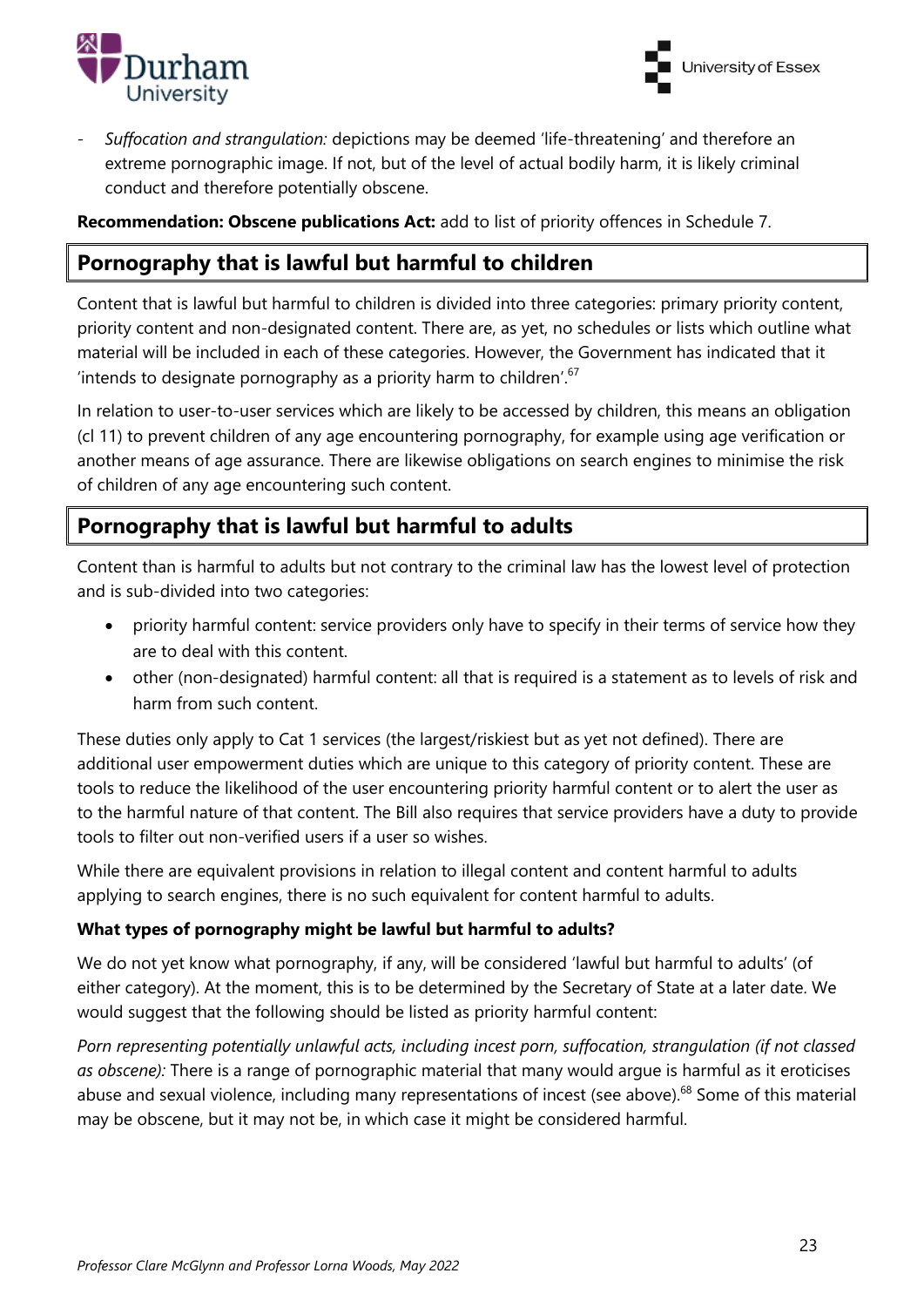- *Suffocation and strangulation:* depictions may be deemed 'life-threatening' and therefore an extreme pornographic image. If not, but of the level of actual bodily harm, it is likely criminal conduct and therefore potentially obscene.

**Recommendation: Obscene publications Act:** add to list of priority offences in Schedule 7.

## Pornography that is lawful but harmful to children

Content that is lawful but harmful to children is divided into three categories: primary priority content, priority content and non-designated content. There are, as yet, no schedules or lists which outline what material will be included in each of these categories. However, the Government has indicated that it 'intends to designate pornography as a priority harm to children'.[67]

In relation to user-to-user services which are likely to be accessed by children, this means an obligation (cl 11) to prevent children of any age encountering pornography, for example using age verification or another means of age assurance. There are likewise obligations on search engines to minimise the risk of children of any age encountering such content.

## Pornography that is lawful but harmful to adults

Content than is harmful to adults but not contrary to the criminal law has the lowest level of protection and is sub-divided into two categories:

- priority harmful content: service providers only have to specify in their terms of service how they are to deal with this content.
- other (non-designated) harmful content: all that is required is a statement as to levels of risk and harm from such content.

These duties only apply to Cat 1 services (the largest/riskiest but as yet not defined). There are additional user empowerment duties which are unique to this category of priority content. These are tools to reduce the likelihood of the user encountering priority harmful content or to alert the user as to the harmful nature of that content. The Bill also requires that service providers have a duty to provide tools to filter out non-verified users if a user so wishes.

While there are equivalent provisions in relation to illegal content and content harmful to adults applying to search engines, there is no such equivalent for content harmful to adults.

**What types of pornography might be lawful but harmful to adults?**

We do not yet know what pornography, if any, will be considered 'lawful but harmful to adults' (of either category). At the moment, this is to be determined by the Secretary of State at a later date. We would suggest that the following should be listed as priority harmful content:

*Porn representing potentially unlawful acts, including incest porn, suffocation, strangulation (if not classed as obscene):* There is a range of pornographic material that many would argue is harmful as it eroticises abuse and sexual violence, including many representations of incest (see above).[68] Some of this material may be obscene, but it may not be, in which case it might be considered harmful.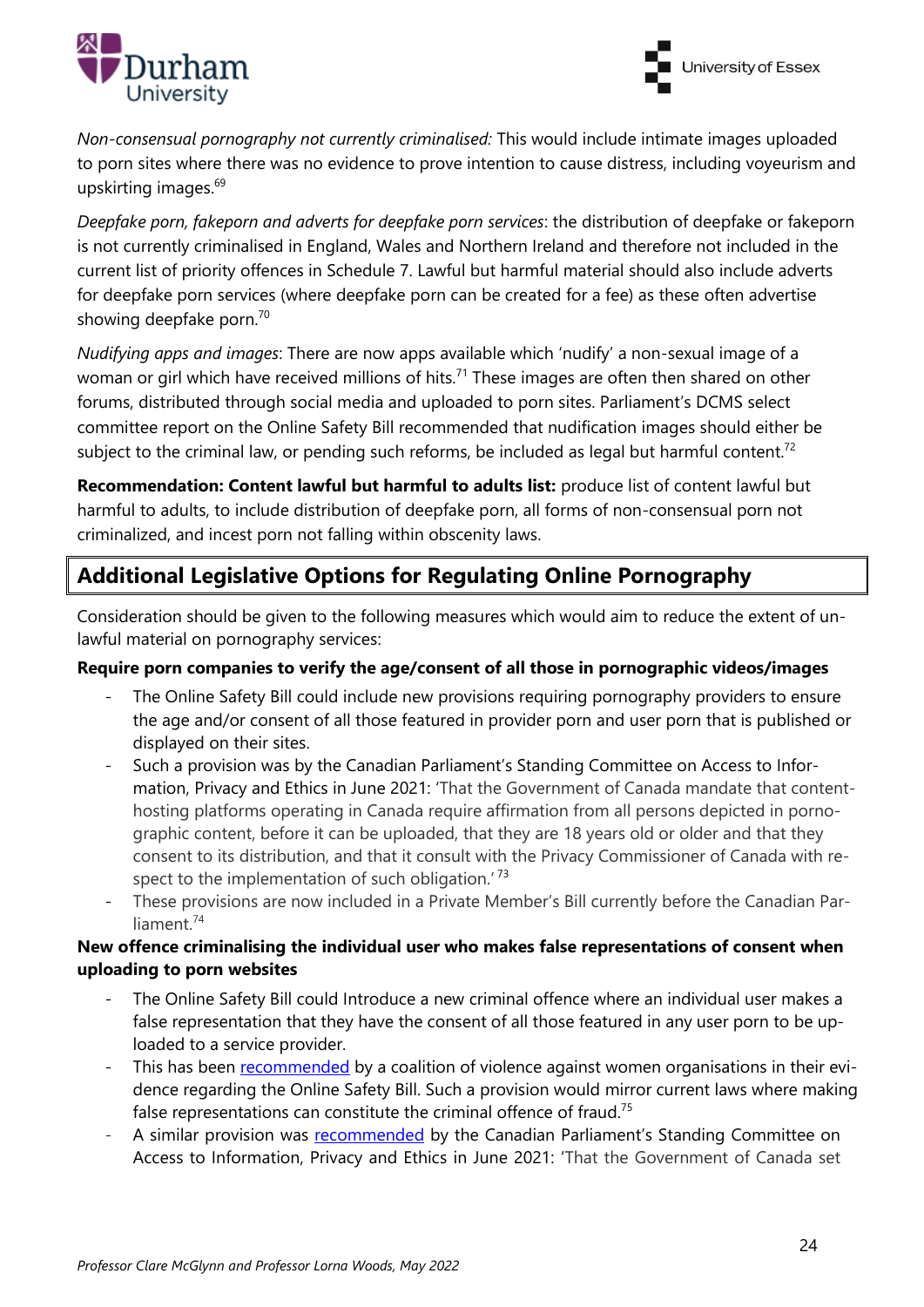*Non-consensual pornography not currently criminalised:* This would include intimate images uploaded to porn sites where there was no evidence to prove intention to cause distress, including voyeurism and upskirting images.[69]

*Deepfake porn, fakeporn and adverts for deepfake porn services*: the distribution of deepfake or fakeporn is not currently criminalised in England, Wales and Northern Ireland and therefore not included in the current list of priority offences in Schedule 7. Lawful but harmful material should also include adverts for deepfake porn services (where deepfake porn can be created for a fee) as these often advertise showing deepfake porn.[70]

*Nudifying apps and images*: There are now apps available which 'nudify' a non-sexual image of a woman or girl which have received millions of hits.[71] These images are often then shared on other forums, distributed through social media and uploaded to porn sites. Parliament's DCMS select committee report on the Online Safety Bill recommended that nudification images should either be subject to the criminal law, or pending such reforms, be included as legal but harmful content.[72]

**Recommendation: Content lawful but harmful to adults list:** produce list of content lawful but harmful to adults, to include distribution of deepfake porn, all forms of non-consensual porn not criminalized, and incest porn not falling within obscenity laws.

## Additional Legislative Options for Regulating Online Pornography

Consideration should be given to the following measures which would aim to reduce the extent of unlawful material on pornography services:

**Require porn companies to verify the age/consent of all those in pornographic videos/images**

- The Online Safety Bill could include new provisions requiring pornography providers to ensure the age and/or consent of all those featured in provider porn and user porn that is published or displayed on their sites.
- Such a provision was by the Canadian Parliament's Standing Committee on Access to Information, Privacy and Ethics in June 2021: 'That the Government of Canada mandate that content-hosting platforms operating in Canada require affirmation from all persons depicted in pornographic content, before it can be uploaded, that they are 18 years old or older and that they consent to its distribution, and that it consult with the Privacy Commissioner of Canada with respect to the implementation of such obligation.' [73]
- These provisions are now included in a Private Member's Bill currently before the Canadian Parliament.[74]

**New offence criminalising the individual user who makes false representations of consent when uploading to porn websites**

- The Online Safety Bill could Introduce a new criminal offence where an individual user makes a false representation that they have the consent of all those featured in any user porn to be uploaded to a service provider.
- This has been recommended by a coalition of violence against women organisations in their evidence regarding the Online Safety Bill. Such a provision would mirror current laws where making false representations can constitute the criminal offence of fraud.[75]
- A similar provision was recommended by the Canadian Parliament's Standing Committee on Access to Information, Privacy and Ethics in June 2021: 'That the Government of Canada set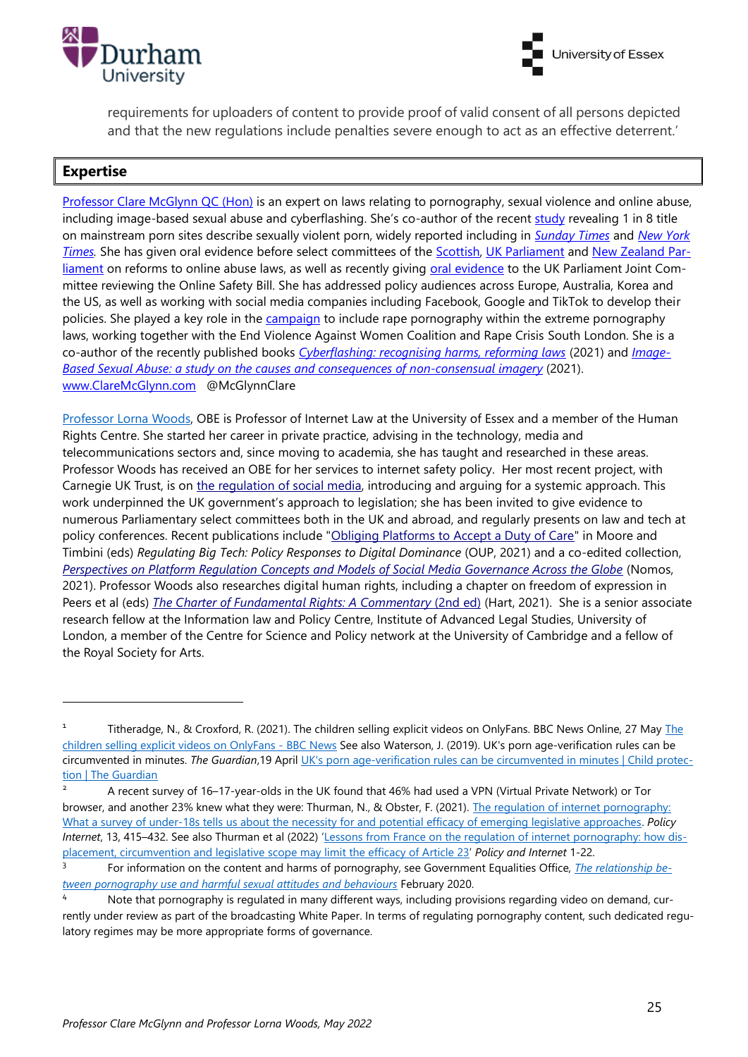requirements for uploaders of content to provide proof of valid consent of all persons depicted and that the new regulations include penalties severe enough to act as an effective deterrent.'

## Expertise

Professor Clare McGlynn QC (Hon) is an expert on laws relating to pornography, sexual violence and online abuse, including image-based sexual abuse and cyberflashing. She's co-author of the recent study revealing 1 in 8 title on mainstream porn sites describe sexually violent porn, widely reported including in *Sunday Times* and *New York Times*. She has given oral evidence before select committees of the Scottish, UK Parliament and New Zealand Parliament on reforms to online abuse laws, as well as recently giving oral evidence to the UK Parliament Joint Committee reviewing the Online Safety Bill. She has addressed policy audiences across Europe, Australia, Korea and the US, as well as working with social media companies including Facebook, Google and TikTok to develop their policies. She played a key role in the campaign to include rape pornography within the extreme pornography laws, working together with the End Violence Against Women Coalition and Rape Crisis South London. She is a co-author of the recently published books *Cyberflashing: recognising harms, reforming laws* (2021) and *Image-Based Sexual Abuse: a study on the causes and consequences of non-consensual imagery* (2021). www.ClareMcGlynn.com @McGlynnClare

Professor Lorna Woods, OBE is Professor of Internet Law at the University of Essex and a member of the Human Rights Centre. She started her career in private practice, advising in the technology, media and telecommunications sectors and, since moving to academia, she has taught and researched in these areas. Professor Woods has received an OBE for her services to internet safety policy. Her most recent project, with Carnegie UK Trust, is on the regulation of social media, introducing and arguing for a systemic approach. This work underpinned the UK government's approach to legislation; she has been invited to give evidence to numerous Parliamentary select committees both in the UK and abroad, and regularly presents on law and tech at policy conferences. Recent publications include "Obliging Platforms to Accept a Duty of Care" in Moore and Timbini (eds) *Regulating Big Tech: Policy Responses to Digital Dominance* (OUP, 2021) and a co-edited collection, *Perspectives on Platform Regulation Concepts and Models of Social Media Governance Across the Globe* (Nomos, 2021). Professor Woods also researches digital human rights, including a chapter on freedom of expression in Peers et al (eds) *The Charter of Fundamental Rights: A Commentary* (2nd ed) (Hart, 2021). She is a senior associate research fellow at the Information law and Policy Centre, Institute of Advanced Legal Studies, University of London, a member of the Centre for Science and Policy network at the University of Cambridge and a fellow of the Royal Society for Arts.

---

[1] Titheradge, N., & Croxford, R. (2021). The children selling explicit videos on OnlyFans. BBC News Online, 27 May The children selling explicit videos on OnlyFans - BBC News See also Waterson, J. (2019). UK's porn age-verification rules can be circumvented in minutes. *The Guardian*,19 April UK's porn age-verification rules can be circumvented in minutes | Child protection | The Guardian

[2] A recent survey of 16–17-year-olds in the UK found that 46% had used a VPN (Virtual Private Network) or Tor browser, and another 23% knew what they were: Thurman, N., & Obster, F. (2021). The regulation of internet pornography: What a survey of under-18s tells us about the necessity for and potential efficacy of emerging legislative approaches. *Policy Internet*, 13, 415–432. See also Thurman et al (2022) 'Lessons from France on the regulation of internet pornography: how displacement, circumvention and legislative scope may limit the efficacy of Article 23' *Policy and Internet* 1-22.

[3] For information on the content and harms of pornography, see Government Equalities Office, *The relationship between pornography use and harmful sexual attitudes and behaviours* February 2020.

[4] Note that pornography is regulated in many different ways, including provisions regarding video on demand, currently under review as part of the broadcasting White Paper. In terms of regulating pornography content, such dedicated regulatory regimes may be more appropriate forms of governance.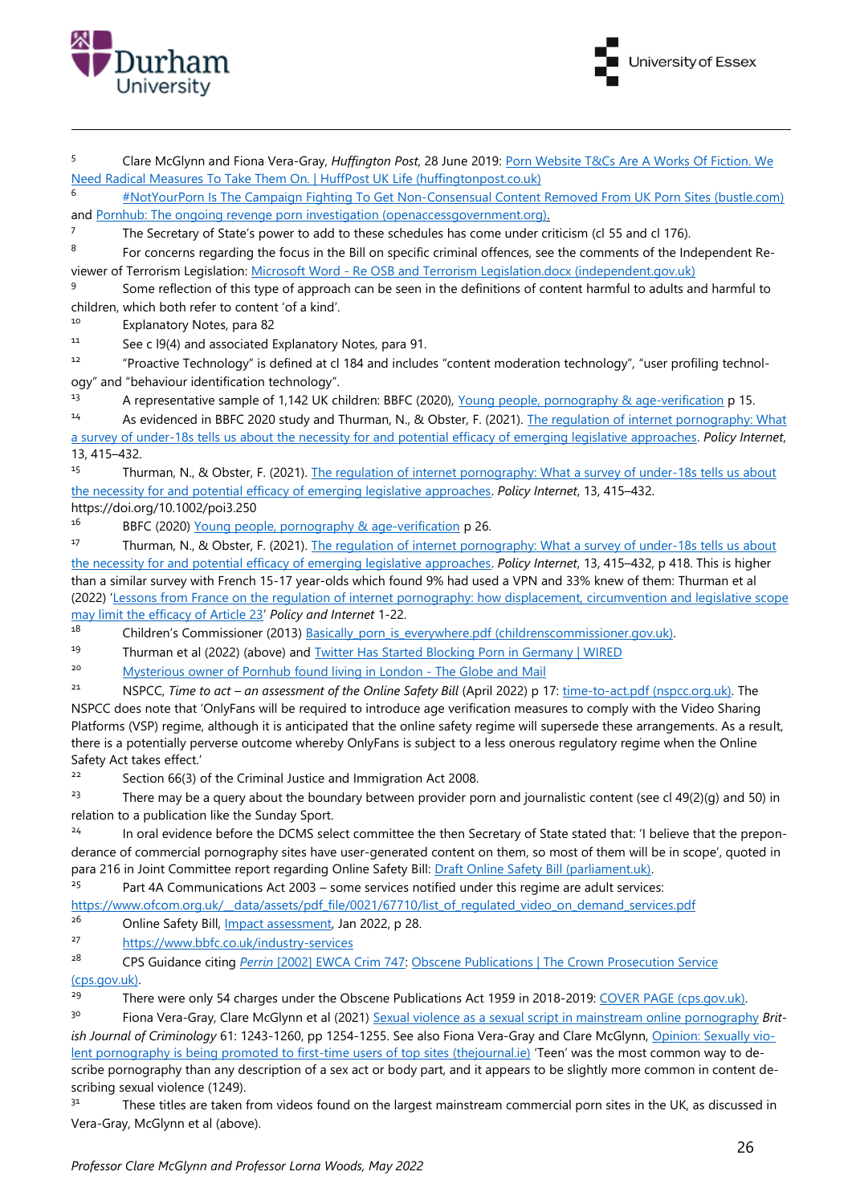[5] Clare McGlynn and Fiona Vera-Gray, *Huffington Post*, 28 June 2019: Porn Website T&Cs Are A Works Of Fiction. We Need Radical Measures To Take Them On. | HuffPost UK Life (huffingtonpost.co.uk)

[6] #NotYourPorn Is The Campaign Fighting To Get Non-Consensual Content Removed From UK Porn Sites (bustle.com) and Pornhub: The ongoing revenge porn investigation (openaccessgovernment.org).

[7] The Secretary of State's power to add to these schedules has come under criticism (cl 55 and cl 176).

[8] For concerns regarding the focus in the Bill on specific criminal offences, see the comments of the Independent Reviewer of Terrorism Legislation: Microsoft Word - Re OSB and Terrorism Legislation.docx (independent.gov.uk)

[9] Some reflection of this type of approach can be seen in the definitions of content harmful to adults and harmful to children, which both refer to content 'of a kind'.

[10] Explanatory Notes, para 82

[11] See c l9(4) and associated Explanatory Notes, para 91.

[12] "Proactive Technology" is defined at cl 184 and includes "content moderation technology", "user profiling technology" and "behaviour identification technology".

[13] A representative sample of 1,142 UK children: BBFC (2020), Young people, pornography & age-verification p 15.

[14] As evidenced in BBFC 2020 study and Thurman, N., & Obster, F. (2021). The regulation of internet pornography: What a survey of under-18s tells us about the necessity for and potential efficacy of emerging legislative approaches. *Policy Internet*, 13, 415–432.

[15] Thurman, N., & Obster, F. (2021). The regulation of internet pornography: What a survey of under-18s tells us about the necessity for and potential efficacy of emerging legislative approaches. *Policy Internet*, 13, 415–432. https://doi.org/10.1002/poi3.250

[16] BBFC (2020) Young people, pornography & age-verification p 26.

[17] Thurman, N., & Obster, F. (2021). The regulation of internet pornography: What a survey of under-18s tells us about the necessity for and potential efficacy of emerging legislative approaches. *Policy Internet*, 13, 415–432, p 418. This is higher than a similar survey with French 15-17 year-olds which found 9% had used a VPN and 33% knew of them: Thurman et al (2022) 'Lessons from France on the regulation of internet pornography: how displacement, circumvention and legislative scope may limit the efficacy of Article 23' *Policy and Internet* 1-22.

[18] Children's Commissioner (2013) Basically_porn_is_everywhere.pdf (childrenscommissioner.gov.uk).

[19] Thurman et al (2022) (above) and Twitter Has Started Blocking Porn in Germany | WIRED

[20] Mysterious owner of Pornhub found living in London - The Globe and Mail

[21] NSPCC, *Time to act – an assessment of the Online Safety Bill* (April 2022) p 17: time-to-act.pdf (nspcc.org.uk). The NSPCC does note that 'OnlyFans will be required to introduce age verification measures to comply with the Video Sharing Platforms (VSP) regime, although it is anticipated that the online safety regime will supersede these arrangements. As a result, there is a potentially perverse outcome whereby OnlyFans is subject to a less onerous regulatory regime when the Online Safety Act takes effect.'

[22] Section 66(3) of the Criminal Justice and Immigration Act 2008.

[23] There may be a query about the boundary between provider porn and journalistic content (see cl 49(2)(g) and 50) in relation to a publication like the Sunday Sport.

[24] In oral evidence before the DCMS select committee the then Secretary of State stated that: 'I believe that the preponderance of commercial pornography sites have user-generated content on them, so most of them will be in scope', quoted in para 216 in Joint Committee report regarding Online Safety Bill: Draft Online Safety Bill (parliament.uk).

[25] Part 4A Communications Act 2003 – some services notified under this regime are adult services: https://www.ofcom.org.uk/__data/assets/pdf_file/0021/67710/list_of_regulated_video_on_demand_services.pdf

[26] Online Safety Bill, Impact assessment, Jan 2022, p 28.

[27] https://www.bbfc.co.uk/industry-services

[28] CPS Guidance citing *Perrin* [2002] EWCA Crim 747: Obscene Publications | The Crown Prosecution Service (cps.gov.uk).

[29] There were only 54 charges under the Obscene Publications Act 1959 in 2018-2019: COVER PAGE (cps.gov.uk).

[30] Fiona Vera-Gray, Clare McGlynn et al (2021) Sexual violence as a sexual script in mainstream online pornography *British Journal of Criminology* 61: 1243-1260, pp 1254-1255. See also Fiona Vera-Gray and Clare McGlynn, Opinion: Sexually violent pornography is being promoted to first-time users of top sites (thejournal.ie) 'Teen' was the most common way to describe pornography than any description of a sex act or body part, and it appears to be slightly more common in content describing sexual violence (1249).

[31] These titles are taken from videos found on the largest mainstream commercial porn sites in the UK, as discussed in Vera-Gray, McGlynn et al (above).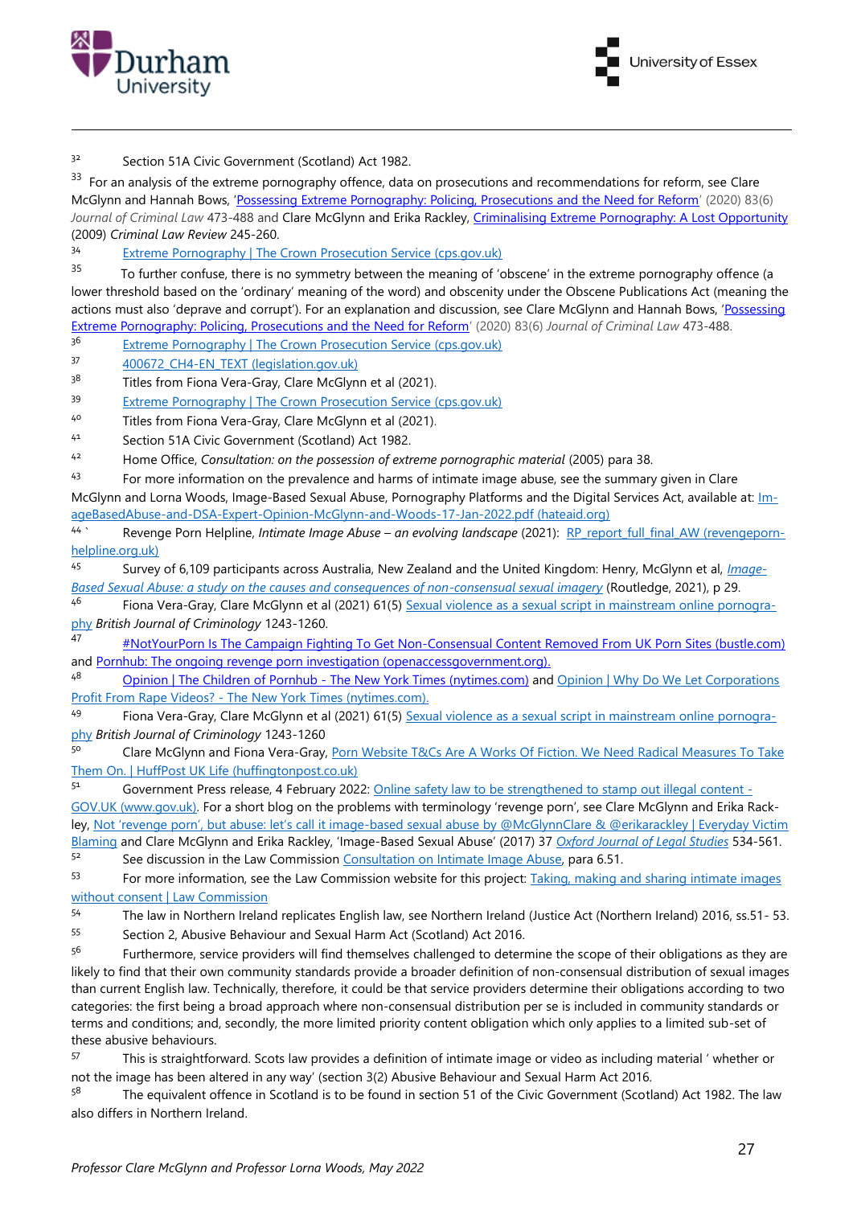[32] Section 51A Civic Government (Scotland) Act 1982.

[33] For an analysis of the extreme pornography offence, data on prosecutions and recommendations for reform, see Clare McGlynn and Hannah Bows, 'Possessing Extreme Pornography: Policing, Prosecutions and the Need for Reform' (2020) 83(6) *Journal of Criminal Law* 473-488 and Clare McGlynn and Erika Rackley, Criminalising Extreme Pornography: A Lost Opportunity (2009) *Criminal Law Review* 245-260.

[34] Extreme Pornography | The Crown Prosecution Service (cps.gov.uk)

[35] To further confuse, there is no symmetry between the meaning of 'obscene' in the extreme pornography offence (a lower threshold based on the 'ordinary' meaning of the word) and obscenity under the Obscene Publications Act (meaning the actions must also 'deprave and corrupt'). For an explanation and discussion, see Clare McGlynn and Hannah Bows, 'Possessing Extreme Pornography: Policing, Prosecutions and the Need for Reform' (2020) 83(6) *Journal of Criminal Law* 473-488.

[36] Extreme Pornography | The Crown Prosecution Service (cps.gov.uk)

[37] 400672_CH4-EN_TEXT (legislation.gov.uk)

[38] Titles from Fiona Vera-Gray, Clare McGlynn et al (2021).

[39] Extreme Pornography | The Crown Prosecution Service (cps.gov.uk)

[40] Titles from Fiona Vera-Gray, Clare McGlynn et al (2021).

[41] Section 51A Civic Government (Scotland) Act 1982.

[42] Home Office, *Consultation: on the possession of extreme pornographic material* (2005) para 38.

[43] For more information on the prevalence and harms of intimate image abuse, see the summary given in Clare McGlynn and Lorna Woods, Image-Based Sexual Abuse, Pornography Platforms and the Digital Services Act, available at: Image-BasedAbuse-and-DSA-Expert-Opinion-McGlynn-and-Woods-17-Jan-2022.pdf (hateaid.org)

[44] ` Revenge Porn Helpline, *Intimate Image Abuse – an evolving landscape* (2021): RP_report_full_final_AW (revengeporn-helpline.org.uk)

[45] Survey of 6,109 participants across Australia, New Zealand and the United Kingdom: Henry, McGlynn et al, *Image-Based Sexual Abuse: a study on the causes and consequences of non-consensual sexual imagery* (Routledge, 2021), p 29.

[46] Fiona Vera-Gray, Clare McGlynn et al (2021) 61(5) Sexual violence as a sexual script in mainstream online pornography *British Journal of Criminology* 1243-1260.

[47] #NotYourPorn Is The Campaign Fighting To Get Non-Consensual Content Removed From UK Porn Sites (bustle.com) and Pornhub: The ongoing revenge porn investigation (openaccessgovernment.org).

[48] Opinion | The Children of Pornhub - The New York Times (nytimes.com) and Opinion | Why Do We Let Corporations Profit From Rape Videos? - The New York Times (nytimes.com).

[49] Fiona Vera-Gray, Clare McGlynn et al (2021) 61(5) Sexual violence as a sexual script in mainstream online pornography *British Journal of Criminology* 1243-1260

[50] Clare McGlynn and Fiona Vera-Gray, Porn Website T&Cs Are A Works Of Fiction. We Need Radical Measures To Take Them On. | HuffPost UK Life (huffingtonpost.co.uk)

[51] Government Press release, 4 February 2022: Online safety law to be strengthened to stamp out illegal content - GOV.UK (www.gov.uk). For a short blog on the problems with terminology 'revenge porn', see Clare McGlynn and Erika Rackley, Not 'revenge porn', but abuse: let's call it image-based sexual abuse by @McGlynnClare & @erikarackley | Everyday Victim Blaming and Clare McGlynn and Erika Rackley, 'Image-Based Sexual Abuse' (2017) 37 *Oxford Journal of Legal Studies* 534-561.

[52] See discussion in the Law Commission Consultation on Intimate Image Abuse, para 6.51.

[53] For more information, see the Law Commission website for this project: Taking, making and sharing intimate images without consent | Law Commission

[54] The law in Northern Ireland replicates English law, see Northern Ireland (Justice Act (Northern Ireland) 2016, ss.51- 53.

[55] Section 2, Abusive Behaviour and Sexual Harm Act (Scotland) Act 2016.

[56] Furthermore, service providers will find themselves challenged to determine the scope of their obligations as they are likely to find that their own community standards provide a broader definition of non-consensual distribution of sexual images than current English law. Technically, therefore, it could be that service providers determine their obligations according to two categories: the first being a broad approach where non-consensual distribution per se is included in community standards or terms and conditions; and, secondly, the more limited priority content obligation which only applies to a limited sub-set of these abusive behaviours.

[57] This is straightforward. Scots law provides a definition of intimate image or video as including material ' whether or not the image has been altered in any way' (section 3(2) Abusive Behaviour and Sexual Harm Act 2016.

[58] The equivalent offence in Scotland is to be found in section 51 of the Civic Government (Scotland) Act 1982. The law also differs in Northern Ireland.

*Professor Clare McGlynn and Professor Lorna Woods, May 2022*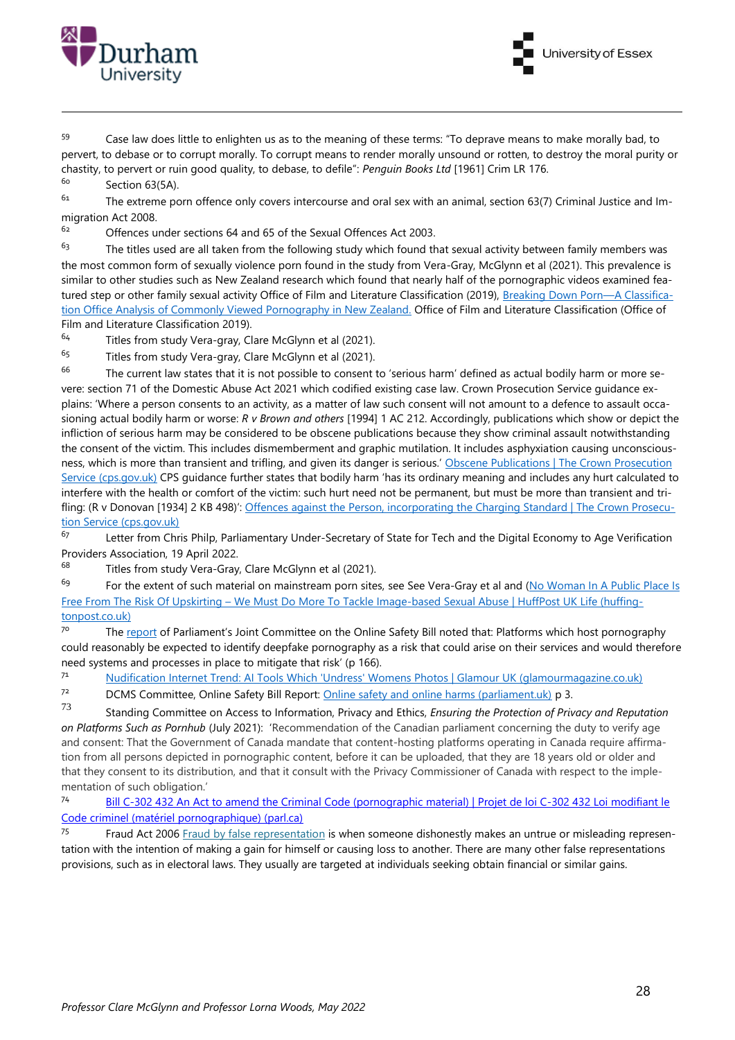[59] Case law does little to enlighten us as to the meaning of these terms: "To deprave means to make morally bad, to pervert, to debase or to corrupt morally. To corrupt means to render morally unsound or rotten, to destroy the moral purity or chastity, to pervert or ruin good quality, to debase, to defile": *Penguin Books Ltd* [1961] Crim LR 176.

[60] Section 63(5A).

[61] The extreme porn offence only covers intercourse and oral sex with an animal, section 63(7) Criminal Justice and Immigration Act 2008.

[62] Offences under sections 64 and 65 of the Sexual Offences Act 2003.

[63] The titles used are all taken from the following study which found that sexual activity between family members was the most common form of sexually violence porn found in the study from Vera-Gray, McGlynn et al (2021). This prevalence is similar to other studies such as New Zealand research which found that nearly half of the pornographic videos examined featured step or other family sexual activity Office of Film and Literature Classification (2019), [Breaking Down Porn—A Classification Office Analysis of Commonly Viewed Pornography in New Zealand.] Office of Film and Literature Classification (Office of Film and Literature Classification 2019).

[64] Titles from study Vera-gray, Clare McGlynn et al (2021).

[65] Titles from study Vera-gray, Clare McGlynn et al (2021).

[66] The current law states that it is not possible to consent to 'serious harm' defined as actual bodily harm or more severe: section 71 of the Domestic Abuse Act 2021 which codified existing case law. Crown Prosecution Service guidance explains: 'Where a person consents to an activity, as a matter of law such consent will not amount to a defence to assault occasioning actual bodily harm or worse: *R v Brown and others* [1994] 1 AC 212. Accordingly, publications which show or depict the infliction of serious harm may be considered to be obscene publications because they show criminal assault notwithstanding the consent of the victim. This includes dismemberment and graphic mutilation. It includes asphyxiation causing unconsciousness, which is more than transient and trifling, and given its danger is serious.' [Obscene Publications | The Crown Prosecution Service (cps.gov.uk)] CPS guidance further states that bodily harm 'has its ordinary meaning and includes any hurt calculated to interfere with the health or comfort of the victim: such hurt need not be permanent, but must be more than transient and trifling: (R v Donovan [1934] 2 KB 498)': [Offences against the Person, incorporating the Charging Standard | The Crown Prosecution Service (cps.gov.uk)]

[67] Letter from Chris Philp, Parliamentary Under-Secretary of State for Tech and the Digital Economy to Age Verification Providers Association, 19 April 2022.

[68] Titles from study Vera-Gray, Clare McGlynn et al (2021).

[69] For the extent of such material on mainstream porn sites, see See Vera-Gray et al and ([No Woman In A Public Place Is Free From The Risk Of Upskirting – We Must Do More To Tackle Image-based Sexual Abuse | HuffPost UK Life (huffingtonpost.co.uk)]

[70] The [report] of Parliament's Joint Committee on the Online Safety Bill noted that: Platforms which host pornography could reasonably be expected to identify deepfake pornography as a risk that could arise on their services and would therefore need systems and processes in place to mitigate that risk' (p 166).

[71] [Nudification Internet Trend: AI Tools Which 'Undress' Womens Photos | Glamour UK (glamourmagazine.co.uk)]

[72] DCMS Committee, Online Safety Bill Report: [Online safety and online harms (parliament.uk)] p 3.

[73] Standing Committee on Access to Information, Privacy and Ethics, *Ensuring the Protection of Privacy and Reputation on Platforms Such as Pornhub* (July 2021): 'Recommendation of the Canadian parliament concerning the duty to verify age and consent: That the Government of Canada mandate that content-hosting platforms operating in Canada require affirmation from all persons depicted in pornographic content, before it can be uploaded, that they are 18 years old or older and that they consent to its distribution, and that it consult with the Privacy Commissioner of Canada with respect to the implementation of such obligation.'

[74] [Bill C-302 432 An Act to amend the Criminal Code (pornographic material) | Projet de loi C-302 432 Loi modifiant le Code criminel (matériel pornographique) (parl.ca)]

[75] Fraud Act 2006 [Fraud by false representation] is when someone dishonestly makes an untrue or misleading representation with the intention of making a gain for himself or causing loss to another. There are many other false representations provisions, such as in electoral laws. They usually are targeted at individuals seeking obtain financial or similar gains.